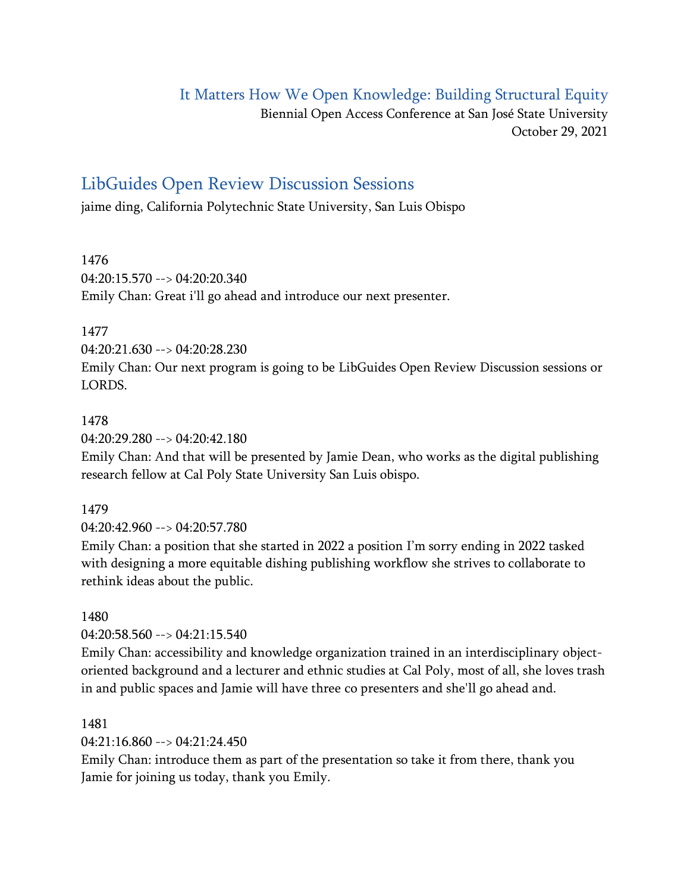# It Matters How We Open Knowledge: Building Structural Equity

Biennial Open Access Conference at San José State University
October 29, 2021

## LibGuides Open Review Discussion Sessions

jaime ding, California Polytechnic State University, San Luis Obispo

1476
04:20:15.570 --> 04:20:20.340
Emily Chan: Great i'll go ahead and introduce our next presenter.

1477
04:20:21.630 --> 04:20:28.230
Emily Chan: Our next program is going to be LibGuides Open Review Discussion sessions or LORDS.

1478
04:20:29.280 --> 04:20:42.180
Emily Chan: And that will be presented by Jamie Dean, who works as the digital publishing research fellow at Cal Poly State University San Luis obispo.

1479
04:20:42.960 --> 04:20:57.780
Emily Chan: a position that she started in 2022 a position I'm sorry ending in 2022 tasked with designing a more equitable dishing publishing workflow she strives to collaborate to rethink ideas about the public.

1480
04:20:58.560 --> 04:21:15.540
Emily Chan: accessibility and knowledge organization trained in an interdisciplinary object-oriented background and a lecturer and ethnic studies at Cal Poly, most of all, she loves trash in and public spaces and Jamie will have three co presenters and she'll go ahead and.

1481
04:21:16.860 --> 04:21:24.450
Emily Chan: introduce them as part of the presentation so take it from there, thank you Jamie for joining us today, thank you Emily.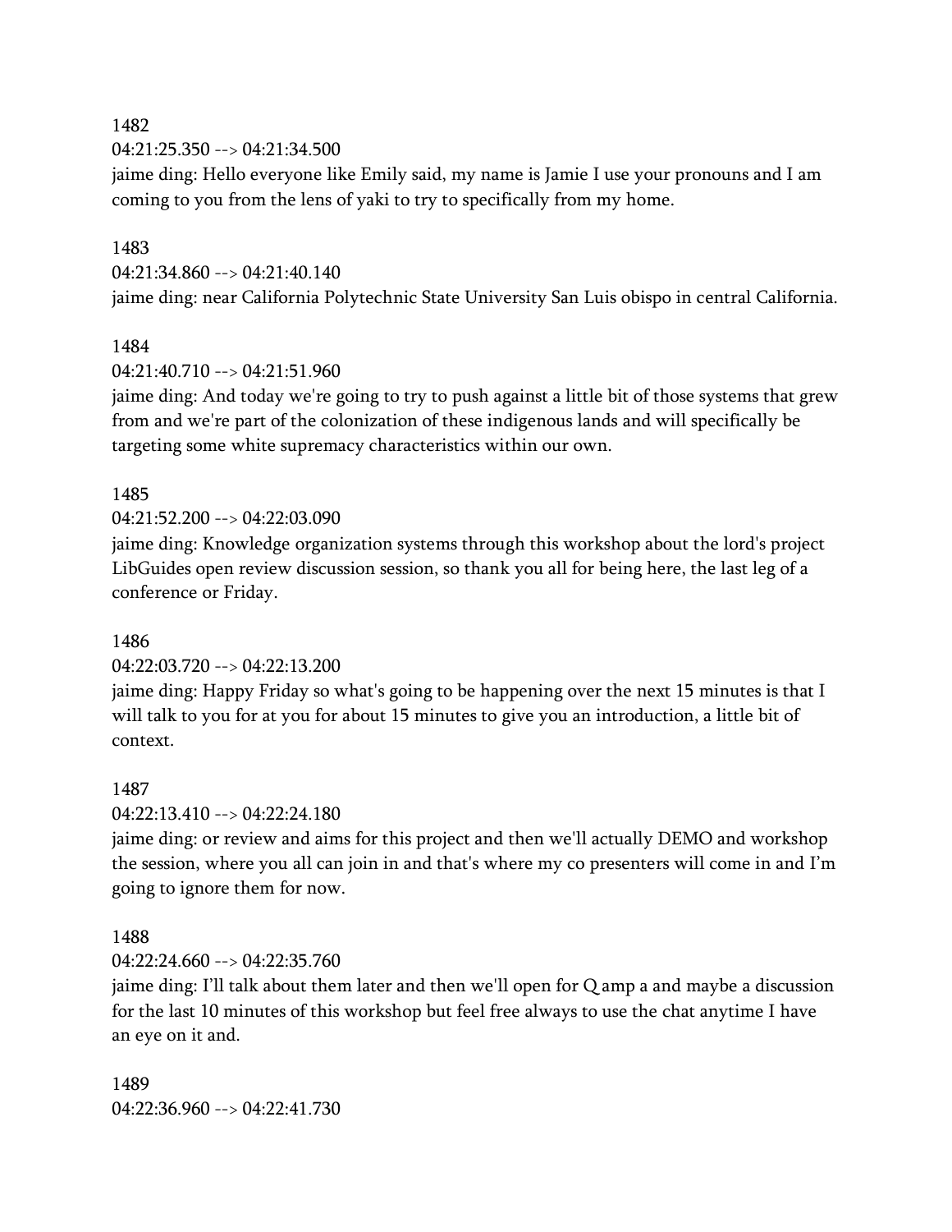1482
04:21:25.350 --> 04:21:34.500
jaime ding: Hello everyone like Emily said, my name is Jamie I use your pronouns and I am coming to you from the lens of yaki to try to specifically from my home.

1483
04:21:34.860 --> 04:21:40.140
jaime ding: near California Polytechnic State University San Luis obispo in central California.

1484
04:21:40.710 --> 04:21:51.960
jaime ding: And today we're going to try to push against a little bit of those systems that grew from and we're part of the colonization of these indigenous lands and will specifically be targeting some white supremacy characteristics within our own.

1485
04:21:52.200 --> 04:22:03.090
jaime ding: Knowledge organization systems through this workshop about the lord's project LibGuides open review discussion session, so thank you all for being here, the last leg of a conference or Friday.

1486
04:22:03.720 --> 04:22:13.200
jaime ding: Happy Friday so what's going to be happening over the next 15 minutes is that I will talk to you for at you for about 15 minutes to give you an introduction, a little bit of context.

1487
04:22:13.410 --> 04:22:24.180
jaime ding: or review and aims for this project and then we'll actually DEMO and workshop the session, where you all can join in and that's where my co presenters will come in and I'm going to ignore them for now.

1488
04:22:24.660 --> 04:22:35.760
jaime ding: I'll talk about them later and then we'll open for Q amp a and maybe a discussion for the last 10 minutes of this workshop but feel free always to use the chat anytime I have an eye on it and.

1489
04:22:36.960 --> 04:22:41.730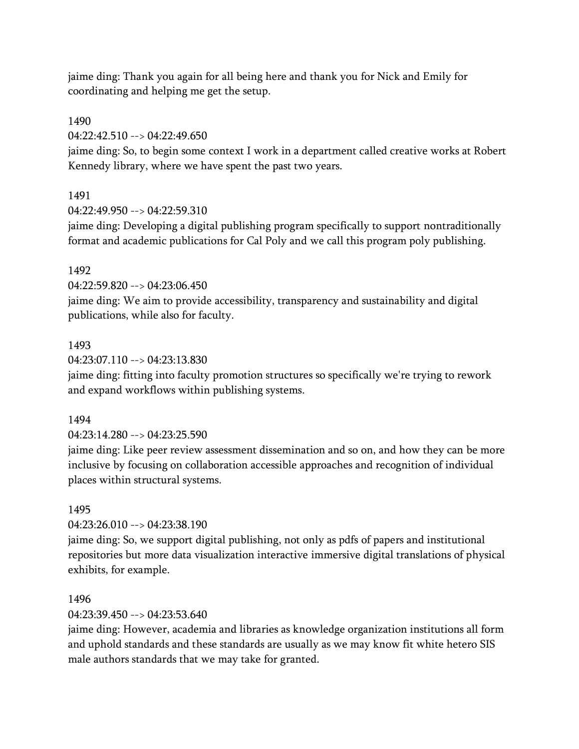jaime ding: Thank you again for all being here and thank you for Nick and Emily for coordinating and helping me get the setup.

1490

04:22:42.510 --> 04:22:49.650

jaime ding: So, to begin some context I work in a department called creative works at Robert Kennedy library, where we have spent the past two years.

1491

04:22:49.950 --> 04:22:59.310

jaime ding: Developing a digital publishing program specifically to support nontraditionally format and academic publications for Cal Poly and we call this program poly publishing.

1492

04:22:59.820 --> 04:23:06.450

jaime ding: We aim to provide accessibility, transparency and sustainability and digital publications, while also for faculty.

1493

04:23:07.110 --> 04:23:13.830

jaime ding: fitting into faculty promotion structures so specifically we're trying to rework and expand workflows within publishing systems.

1494

04:23:14.280 --> 04:23:25.590

jaime ding: Like peer review assessment dissemination and so on, and how they can be more inclusive by focusing on collaboration accessible approaches and recognition of individual places within structural systems.

1495

04:23:26.010 --> 04:23:38.190

jaime ding: So, we support digital publishing, not only as pdfs of papers and institutional repositories but more data visualization interactive immersive digital translations of physical exhibits, for example.

1496

04:23:39.450 --> 04:23:53.640

jaime ding: However, academia and libraries as knowledge organization institutions all form and uphold standards and these standards are usually as we may know fit white hetero SIS male authors standards that we may take for granted.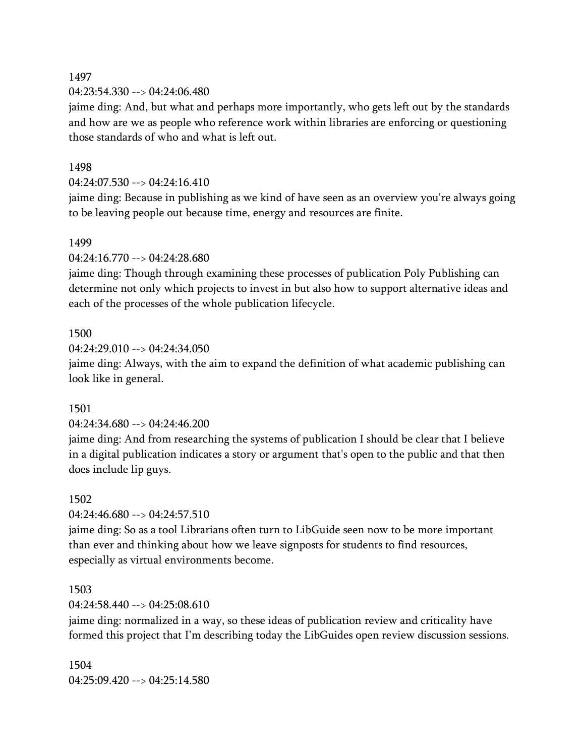1497
04:23:54.330 --> 04:24:06.480
jaime ding: And, but what and perhaps more importantly, who gets left out by the standards and how are we as people who reference work within libraries are enforcing or questioning those standards of who and what is left out.

1498
04:24:07.530 --> 04:24:16.410
jaime ding: Because in publishing as we kind of have seen as an overview you're always going to be leaving people out because time, energy and resources are finite.

1499
04:24:16.770 --> 04:24:28.680
jaime ding: Though through examining these processes of publication Poly Publishing can determine not only which projects to invest in but also how to support alternative ideas and each of the processes of the whole publication lifecycle.

1500
04:24:29.010 --> 04:24:34.050
jaime ding: Always, with the aim to expand the definition of what academic publishing can look like in general.

1501
04:24:34.680 --> 04:24:46.200
jaime ding: And from researching the systems of publication I should be clear that I believe in a digital publication indicates a story or argument that's open to the public and that then does include lip guys.

1502
04:24:46.680 --> 04:24:57.510
jaime ding: So as a tool Librarians often turn to LibGuide seen now to be more important than ever and thinking about how we leave signposts for students to find resources, especially as virtual environments become.

1503
04:24:58.440 --> 04:25:08.610
jaime ding: normalized in a way, so these ideas of publication review and criticality have formed this project that I'm describing today the LibGuides open review discussion sessions.

1504
04:25:09.420 --> 04:25:14.580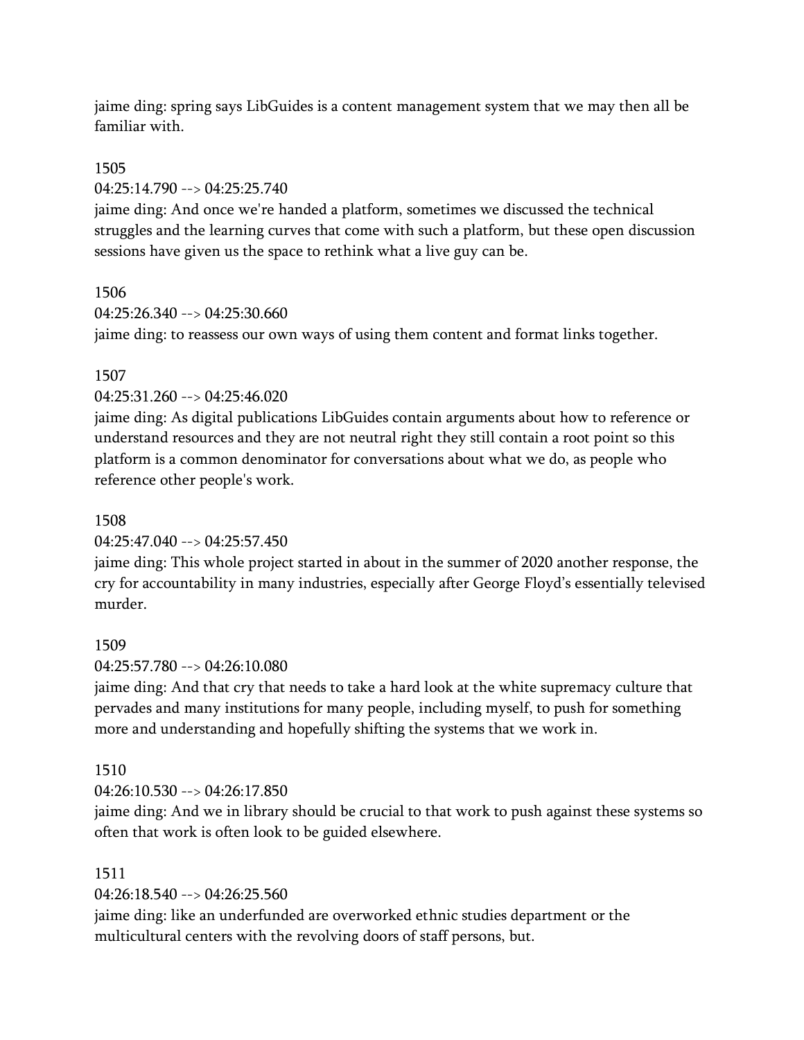jaime ding: spring says LibGuides is a content management system that we may then all be familiar with.

1505
04:25:14.790 --> 04:25:25.740
jaime ding: And once we're handed a platform, sometimes we discussed the technical struggles and the learning curves that come with such a platform, but these open discussion sessions have given us the space to rethink what a live guy can be.

1506
04:25:26.340 --> 04:25:30.660
jaime ding: to reassess our own ways of using them content and format links together.

1507
04:25:31.260 --> 04:25:46.020
jaime ding: As digital publications LibGuides contain arguments about how to reference or understand resources and they are not neutral right they still contain a root point so this platform is a common denominator for conversations about what we do, as people who reference other people's work.

1508
04:25:47.040 --> 04:25:57.450
jaime ding: This whole project started in about in the summer of 2020 another response, the cry for accountability in many industries, especially after George Floyd's essentially televised murder.

1509
04:25:57.780 --> 04:26:10.080
jaime ding: And that cry that needs to take a hard look at the white supremacy culture that pervades and many institutions for many people, including myself, to push for something more and understanding and hopefully shifting the systems that we work in.

1510
04:26:10.530 --> 04:26:17.850
jaime ding: And we in library should be crucial to that work to push against these systems so often that work is often look to be guided elsewhere.

1511
04:26:18.540 --> 04:26:25.560
jaime ding: like an underfunded are overworked ethnic studies department or the multicultural centers with the revolving doors of staff persons, but.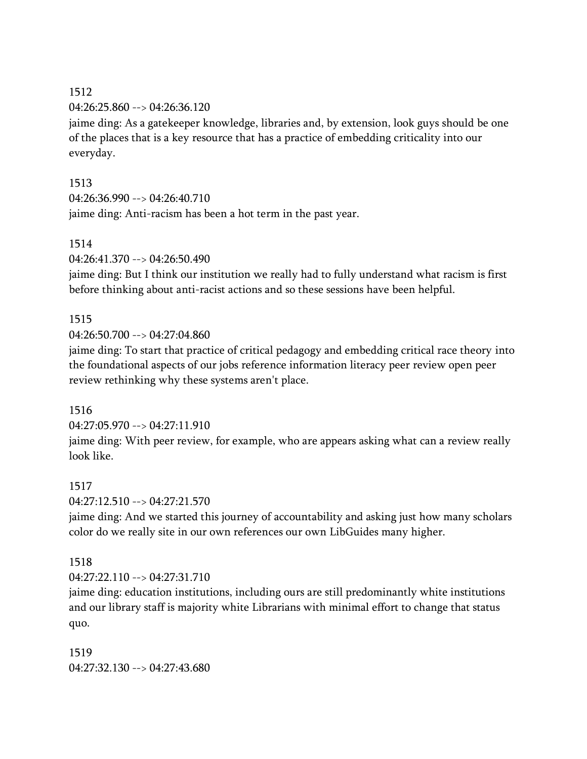1512
04:26:25.860 --> 04:26:36.120
jaime ding: As a gatekeeper knowledge, libraries and, by extension, look guys should be one of the places that is a key resource that has a practice of embedding criticality into our everyday.

1513
04:26:36.990 --> 04:26:40.710
jaime ding: Anti-racism has been a hot term in the past year.

1514
04:26:41.370 --> 04:26:50.490
jaime ding: But I think our institution we really had to fully understand what racism is first before thinking about anti-racist actions and so these sessions have been helpful.

1515
04:26:50.700 --> 04:27:04.860
jaime ding: To start that practice of critical pedagogy and embedding critical race theory into the foundational aspects of our jobs reference information literacy peer review open peer review rethinking why these systems aren't place.

1516
04:27:05.970 --> 04:27:11.910
jaime ding: With peer review, for example, who are appears asking what can a review really look like.

1517
04:27:12.510 --> 04:27:21.570
jaime ding: And we started this journey of accountability and asking just how many scholars color do we really site in our own references our own LibGuides many higher.

1518
04:27:22.110 --> 04:27:31.710
jaime ding: education institutions, including ours are still predominantly white institutions and our library staff is majority white Librarians with minimal effort to change that status quo.

1519
04:27:32.130 --> 04:27:43.680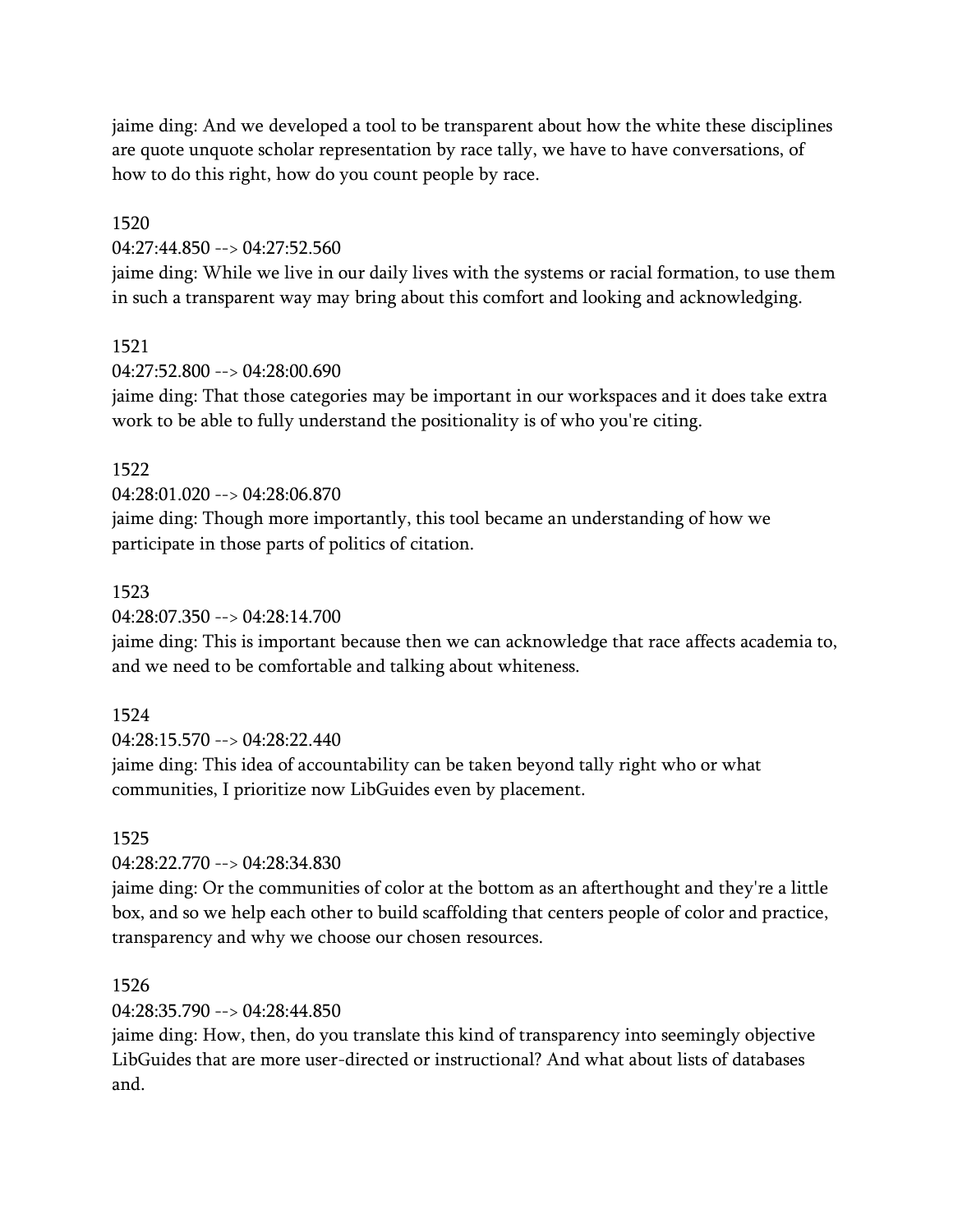jaime ding: And we developed a tool to be transparent about how the white these disciplines are quote unquote scholar representation by race tally, we have to have conversations, of how to do this right, how do you count people by race.

1520

04:27:44.850 --> 04:27:52.560

jaime ding: While we live in our daily lives with the systems or racial formation, to use them in such a transparent way may bring about this comfort and looking and acknowledging.

1521

04:27:52.800 --> 04:28:00.690

jaime ding: That those categories may be important in our workspaces and it does take extra work to be able to fully understand the positionality is of who you're citing.

1522

04:28:01.020 --> 04:28:06.870

jaime ding: Though more importantly, this tool became an understanding of how we participate in those parts of politics of citation.

1523

04:28:07.350 --> 04:28:14.700

jaime ding: This is important because then we can acknowledge that race affects academia to, and we need to be comfortable and talking about whiteness.

1524

04:28:15.570 --> 04:28:22.440

jaime ding: This idea of accountability can be taken beyond tally right who or what communities, I prioritize now LibGuides even by placement.

1525

04:28:22.770 --> 04:28:34.830

jaime ding: Or the communities of color at the bottom as an afterthought and they're a little box, and so we help each other to build scaffolding that centers people of color and practice, transparency and why we choose our chosen resources.

1526

04:28:35.790 --> 04:28:44.850

jaime ding: How, then, do you translate this kind of transparency into seemingly objective LibGuides that are more user-directed or instructional? And what about lists of databases and.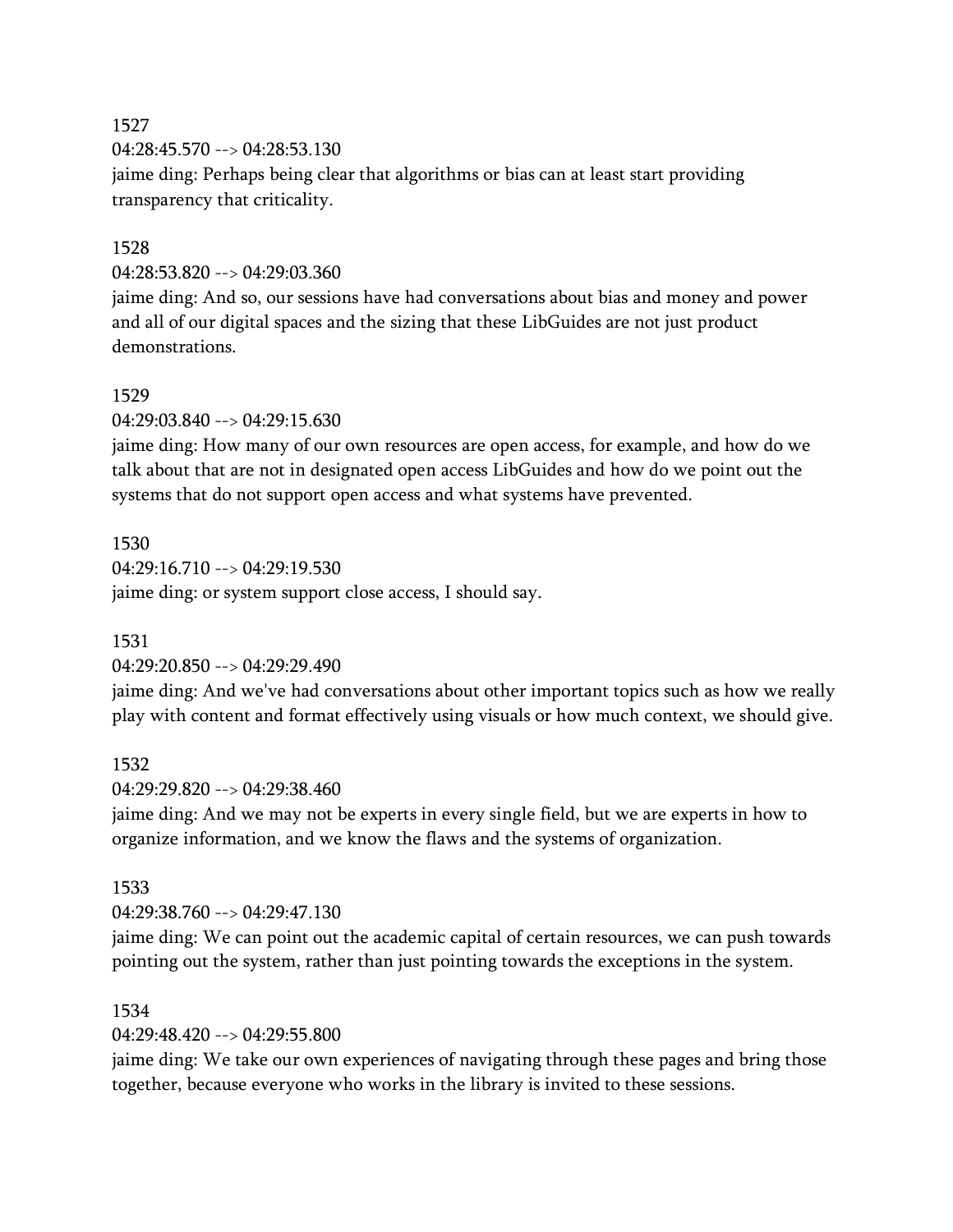1527
04:28:45.570 --> 04:28:53.130
jaime ding: Perhaps being clear that algorithms or bias can at least start providing transparency that criticality.

1528
04:28:53.820 --> 04:29:03.360
jaime ding: And so, our sessions have had conversations about bias and money and power and all of our digital spaces and the sizing that these LibGuides are not just product demonstrations.

1529
04:29:03.840 --> 04:29:15.630
jaime ding: How many of our own resources are open access, for example, and how do we talk about that are not in designated open access LibGuides and how do we point out the systems that do not support open access and what systems have prevented.

1530
04:29:16.710 --> 04:29:19.530
jaime ding: or system support close access, I should say.

1531
04:29:20.850 --> 04:29:29.490
jaime ding: And we've had conversations about other important topics such as how we really play with content and format effectively using visuals or how much context, we should give.

1532
04:29:29.820 --> 04:29:38.460
jaime ding: And we may not be experts in every single field, but we are experts in how to organize information, and we know the flaws and the systems of organization.

1533
04:29:38.760 --> 04:29:47.130
jaime ding: We can point out the academic capital of certain resources, we can push towards pointing out the system, rather than just pointing towards the exceptions in the system.

1534
04:29:48.420 --> 04:29:55.800
jaime ding: We take our own experiences of navigating through these pages and bring those together, because everyone who works in the library is invited to these sessions.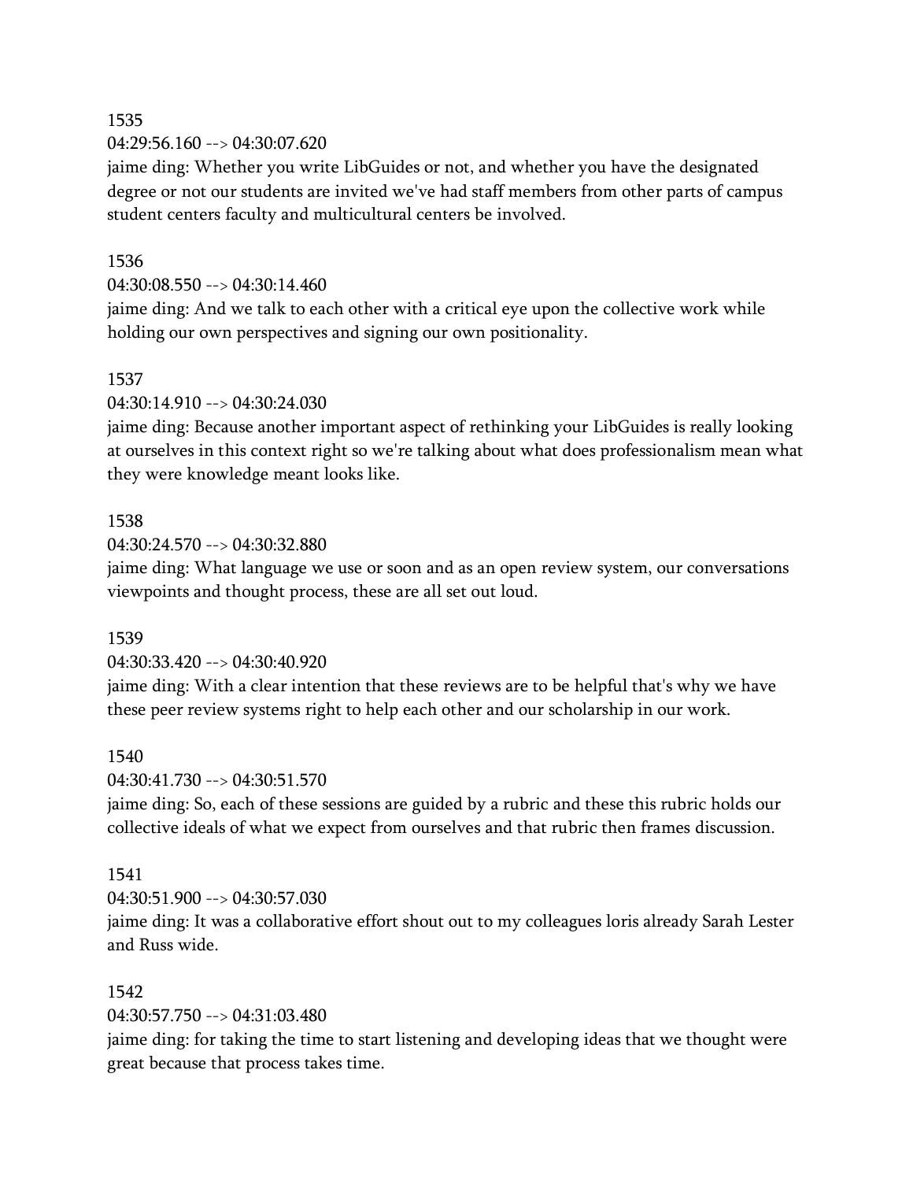1535
04:29:56.160 --> 04:30:07.620
jaime ding: Whether you write LibGuides or not, and whether you have the designated degree or not our students are invited we've had staff members from other parts of campus student centers faculty and multicultural centers be involved.

1536
04:30:08.550 --> 04:30:14.460
jaime ding: And we talk to each other with a critical eye upon the collective work while holding our own perspectives and signing our own positionality.

1537
04:30:14.910 --> 04:30:24.030
jaime ding: Because another important aspect of rethinking your LibGuides is really looking at ourselves in this context right so we're talking about what does professionalism mean what they were knowledge meant looks like.

1538
04:30:24.570 --> 04:30:32.880
jaime ding: What language we use or soon and as an open review system, our conversations viewpoints and thought process, these are all set out loud.

1539
04:30:33.420 --> 04:30:40.920
jaime ding: With a clear intention that these reviews are to be helpful that's why we have these peer review systems right to help each other and our scholarship in our work.

1540
04:30:41.730 --> 04:30:51.570
jaime ding: So, each of these sessions are guided by a rubric and these this rubric holds our collective ideals of what we expect from ourselves and that rubric then frames discussion.

1541
04:30:51.900 --> 04:30:57.030
jaime ding: It was a collaborative effort shout out to my colleagues loris already Sarah Lester and Russ wide.

1542
04:30:57.750 --> 04:31:03.480
jaime ding: for taking the time to start listening and developing ideas that we thought were great because that process takes time.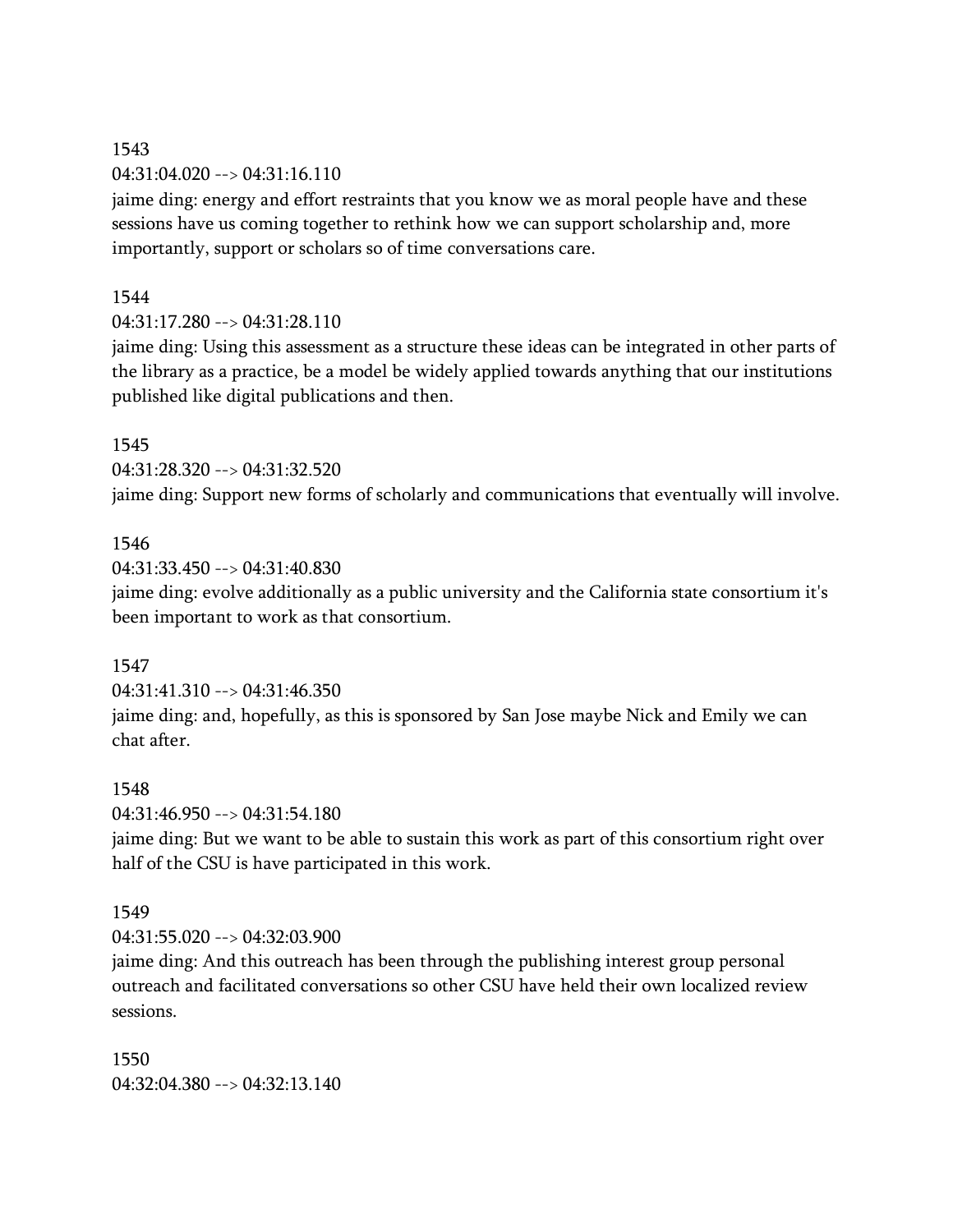1543
04:31:04.020 --> 04:31:16.110
jaime ding: energy and effort restraints that you know we as moral people have and these sessions have us coming together to rethink how we can support scholarship and, more importantly, support or scholars so of time conversations care.

1544
04:31:17.280 --> 04:31:28.110
jaime ding: Using this assessment as a structure these ideas can be integrated in other parts of the library as a practice, be a model be widely applied towards anything that our institutions published like digital publications and then.

1545
04:31:28.320 --> 04:31:32.520
jaime ding: Support new forms of scholarly and communications that eventually will involve.

1546
04:31:33.450 --> 04:31:40.830
jaime ding: evolve additionally as a public university and the California state consortium it's been important to work as that consortium.

1547
04:31:41.310 --> 04:31:46.350
jaime ding: and, hopefully, as this is sponsored by San Jose maybe Nick and Emily we can chat after.

1548
04:31:46.950 --> 04:31:54.180
jaime ding: But we want to be able to sustain this work as part of this consortium right over half of the CSU is have participated in this work.

1549
04:31:55.020 --> 04:32:03.900
jaime ding: And this outreach has been through the publishing interest group personal outreach and facilitated conversations so other CSU have held their own localized review sessions.

1550
04:32:04.380 --> 04:32:13.140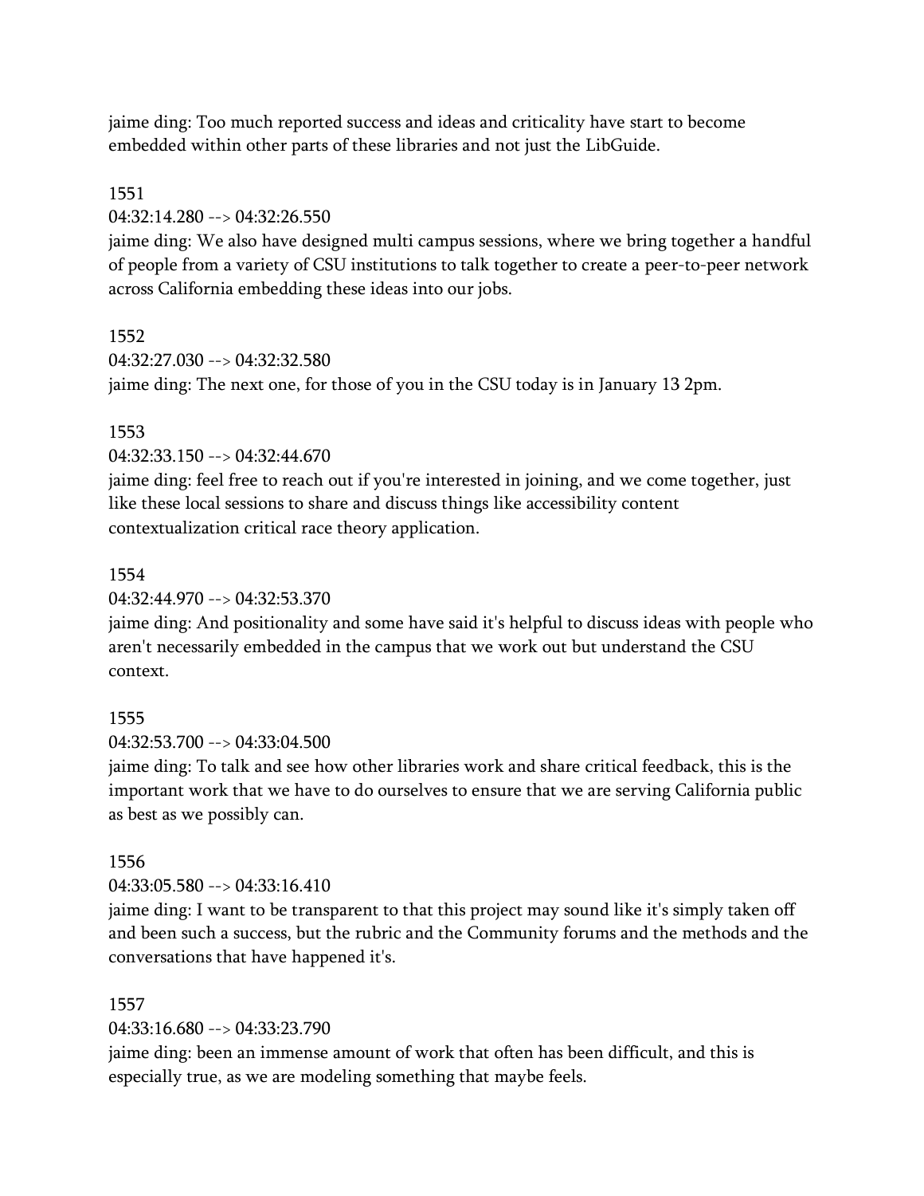jaime ding: Too much reported success and ideas and criticality have start to become embedded within other parts of these libraries and not just the LibGuide.

1551

04:32:14.280 --> 04:32:26.550

jaime ding: We also have designed multi campus sessions, where we bring together a handful of people from a variety of CSU institutions to talk together to create a peer-to-peer network across California embedding these ideas into our jobs.

1552

04:32:27.030 --> 04:32:32.580

jaime ding: The next one, for those of you in the CSU today is in January 13 2pm.

1553

04:32:33.150 --> 04:32:44.670

jaime ding: feel free to reach out if you're interested in joining, and we come together, just like these local sessions to share and discuss things like accessibility content contextualization critical race theory application.

1554

04:32:44.970 --> 04:32:53.370

jaime ding: And positionality and some have said it's helpful to discuss ideas with people who aren't necessarily embedded in the campus that we work out but understand the CSU context.

1555

04:32:53.700 --> 04:33:04.500

jaime ding: To talk and see how other libraries work and share critical feedback, this is the important work that we have to do ourselves to ensure that we are serving California public as best as we possibly can.

1556

04:33:05.580 --> 04:33:16.410

jaime ding: I want to be transparent to that this project may sound like it's simply taken off and been such a success, but the rubric and the Community forums and the methods and the conversations that have happened it's.

1557

04:33:16.680 --> 04:33:23.790

jaime ding: been an immense amount of work that often has been difficult, and this is especially true, as we are modeling something that maybe feels.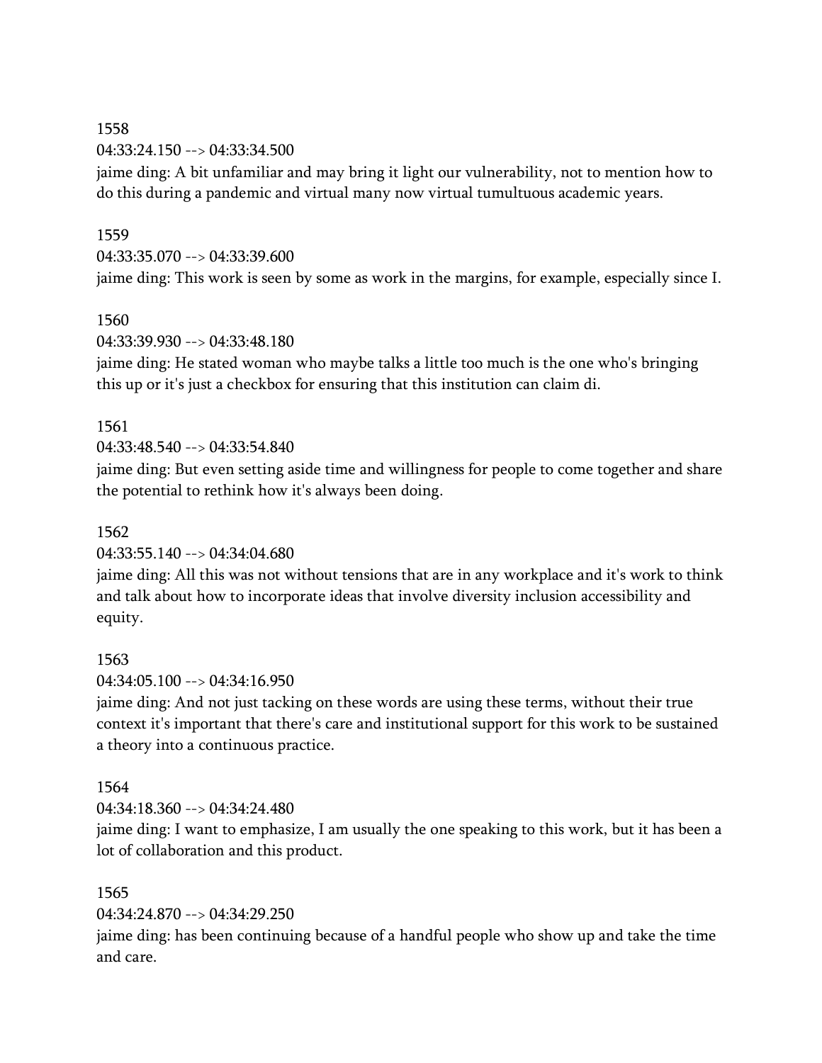1558
04:33:24.150 --> 04:33:34.500
jaime ding: A bit unfamiliar and may bring it light our vulnerability, not to mention how to do this during a pandemic and virtual many now virtual tumultuous academic years.

1559
04:33:35.070 --> 04:33:39.600
jaime ding: This work is seen by some as work in the margins, for example, especially since I.

1560
04:33:39.930 --> 04:33:48.180
jaime ding: He stated woman who maybe talks a little too much is the one who's bringing this up or it's just a checkbox for ensuring that this institution can claim di.

1561
04:33:48.540 --> 04:33:54.840
jaime ding: But even setting aside time and willingness for people to come together and share the potential to rethink how it's always been doing.

1562
04:33:55.140 --> 04:34:04.680
jaime ding: All this was not without tensions that are in any workplace and it's work to think and talk about how to incorporate ideas that involve diversity inclusion accessibility and equity.

1563
04:34:05.100 --> 04:34:16.950
jaime ding: And not just tacking on these words are using these terms, without their true context it's important that there's care and institutional support for this work to be sustained a theory into a continuous practice.

1564
04:34:18.360 --> 04:34:24.480
jaime ding: I want to emphasize, I am usually the one speaking to this work, but it has been a lot of collaboration and this product.

1565
04:34:24.870 --> 04:34:29.250
jaime ding: has been continuing because of a handful people who show up and take the time and care.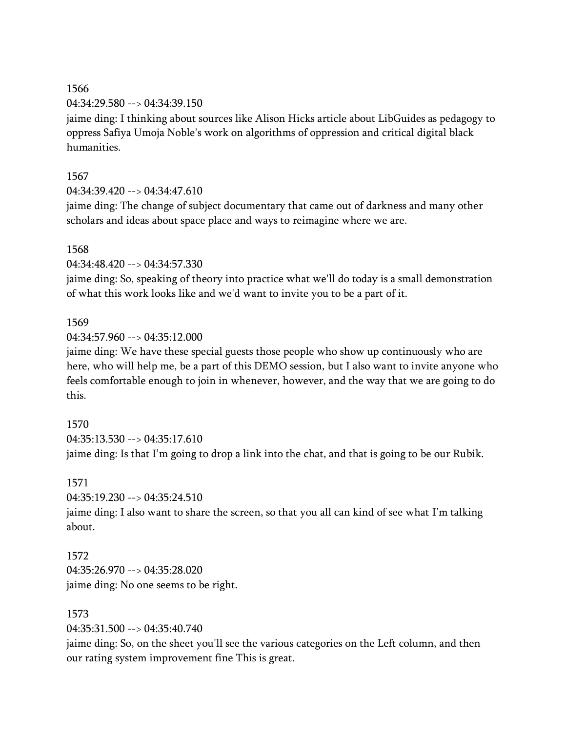1566
04:34:29.580 --> 04:34:39.150
jaime ding: I thinking about sources like Alison Hicks article about LibGuides as pedagogy to oppress Safiya Umoja Noble's work on algorithms of oppression and critical digital black humanities.

1567
04:34:39.420 --> 04:34:47.610
jaime ding: The change of subject documentary that came out of darkness and many other scholars and ideas about space place and ways to reimagine where we are.

1568
04:34:48.420 --> 04:34:57.330
jaime ding: So, speaking of theory into practice what we'll do today is a small demonstration of what this work looks like and we'd want to invite you to be a part of it.

1569
04:34:57.960 --> 04:35:12.000
jaime ding: We have these special guests those people who show up continuously who are here, who will help me, be a part of this DEMO session, but I also want to invite anyone who feels comfortable enough to join in whenever, however, and the way that we are going to do this.

1570
04:35:13.530 --> 04:35:17.610
jaime ding: Is that I'm going to drop a link into the chat, and that is going to be our Rubik.

1571
04:35:19.230 --> 04:35:24.510
jaime ding: I also want to share the screen, so that you all can kind of see what I'm talking about.

1572
04:35:26.970 --> 04:35:28.020
jaime ding: No one seems to be right.

1573
04:35:31.500 --> 04:35:40.740
jaime ding: So, on the sheet you'll see the various categories on the Left column, and then our rating system improvement fine This is great.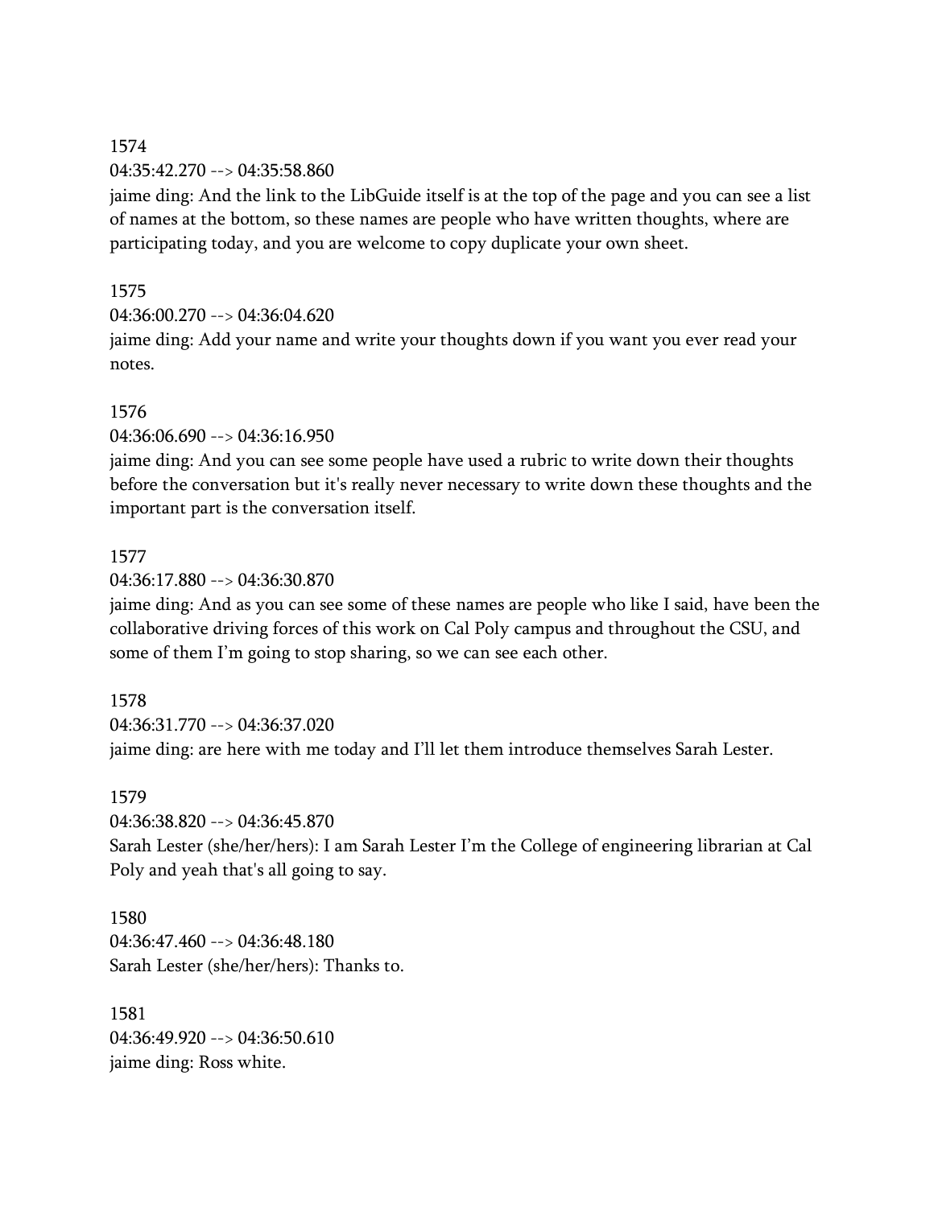1574
04:35:42.270 --> 04:35:58.860
jaime ding: And the link to the LibGuide itself is at the top of the page and you can see a list of names at the bottom, so these names are people who have written thoughts, where are participating today, and you are welcome to copy duplicate your own sheet.

1575
04:36:00.270 --> 04:36:04.620
jaime ding: Add your name and write your thoughts down if you want you ever read your notes.

1576
04:36:06.690 --> 04:36:16.950
jaime ding: And you can see some people have used a rubric to write down their thoughts before the conversation but it's really never necessary to write down these thoughts and the important part is the conversation itself.

1577
04:36:17.880 --> 04:36:30.870
jaime ding: And as you can see some of these names are people who like I said, have been the collaborative driving forces of this work on Cal Poly campus and throughout the CSU, and some of them I'm going to stop sharing, so we can see each other.

1578
04:36:31.770 --> 04:36:37.020
jaime ding: are here with me today and I'll let them introduce themselves Sarah Lester.

1579
04:36:38.820 --> 04:36:45.870
Sarah Lester (she/her/hers): I am Sarah Lester I'm the College of engineering librarian at Cal Poly and yeah that's all going to say.

1580
04:36:47.460 --> 04:36:48.180
Sarah Lester (she/her/hers): Thanks to.

1581
04:36:49.920 --> 04:36:50.610
jaime ding: Ross white.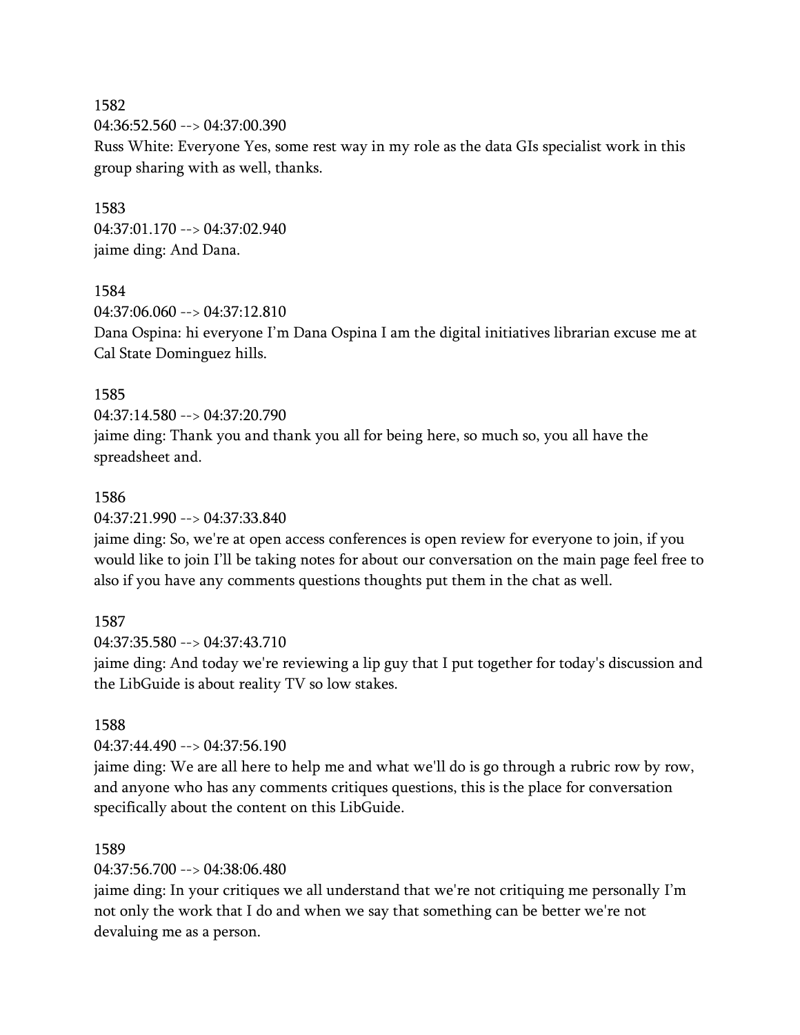1582
04:36:52.560 --> 04:37:00.390
Russ White: Everyone Yes, some rest way in my role as the data GIs specialist work in this group sharing with as well, thanks.

1583
04:37:01.170 --> 04:37:02.940
jaime ding: And Dana.

1584
04:37:06.060 --> 04:37:12.810
Dana Ospina: hi everyone I'm Dana Ospina I am the digital initiatives librarian excuse me at Cal State Dominguez hills.

1585
04:37:14.580 --> 04:37:20.790
jaime ding: Thank you and thank you all for being here, so much so, you all have the spreadsheet and.

1586
04:37:21.990 --> 04:37:33.840
jaime ding: So, we're at open access conferences is open review for everyone to join, if you would like to join I'll be taking notes for about our conversation on the main page feel free to also if you have any comments questions thoughts put them in the chat as well.

1587
04:37:35.580 --> 04:37:43.710
jaime ding: And today we're reviewing a lip guy that I put together for today's discussion and the LibGuide is about reality TV so low stakes.

1588
04:37:44.490 --> 04:37:56.190
jaime ding: We are all here to help me and what we'll do is go through a rubric row by row, and anyone who has any comments critiques questions, this is the place for conversation specifically about the content on this LibGuide.

1589
04:37:56.700 --> 04:38:06.480
jaime ding: In your critiques we all understand that we're not critiquing me personally I'm not only the work that I do and when we say that something can be better we're not devaluing me as a person.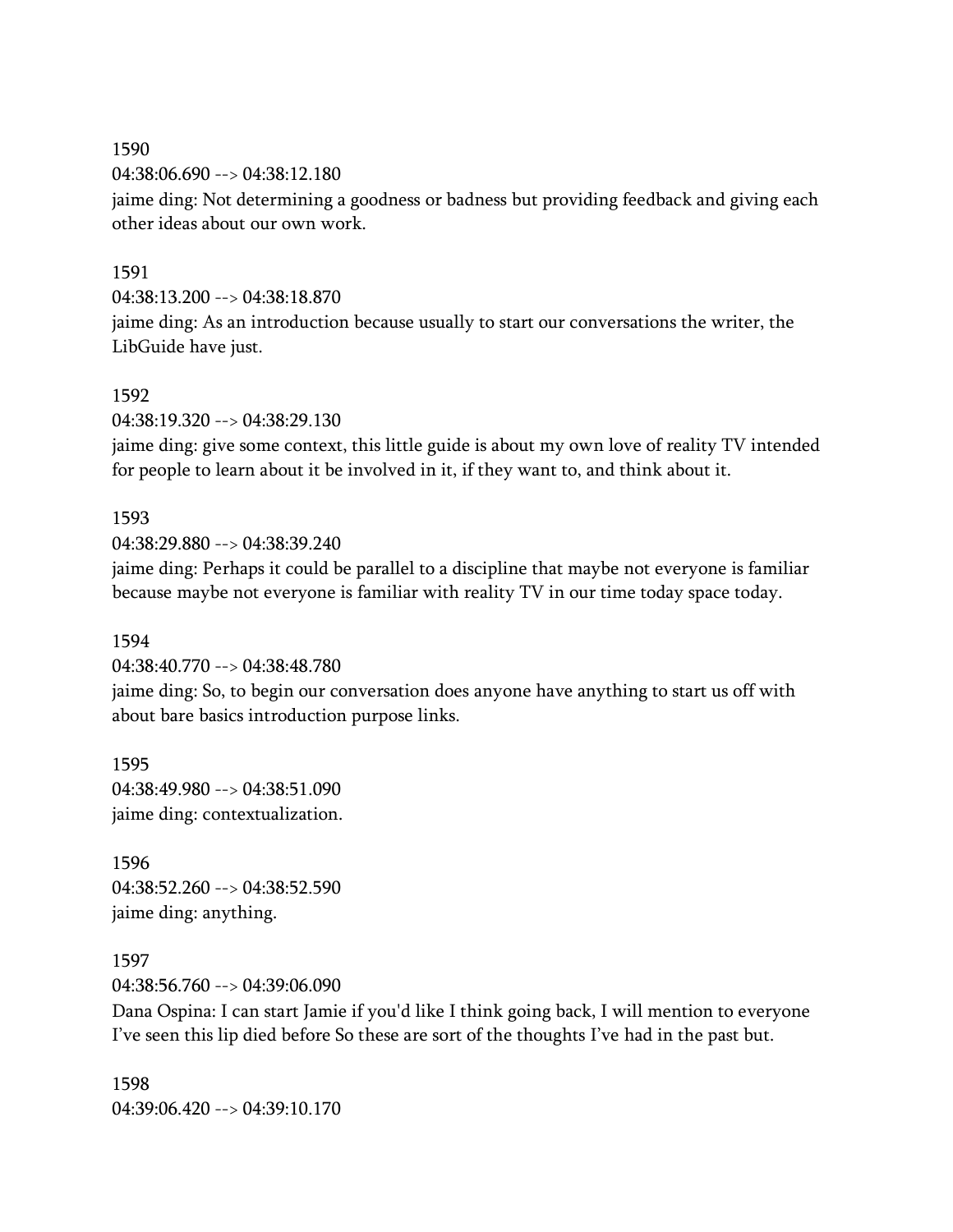1590
04:38:06.690 --> 04:38:12.180
jaime ding: Not determining a goodness or badness but providing feedback and giving each other ideas about our own work.

1591
04:38:13.200 --> 04:38:18.870
jaime ding: As an introduction because usually to start our conversations the writer, the LibGuide have just.

1592
04:38:19.320 --> 04:38:29.130
jaime ding: give some context, this little guide is about my own love of reality TV intended for people to learn about it be involved in it, if they want to, and think about it.

1593
04:38:29.880 --> 04:38:39.240
jaime ding: Perhaps it could be parallel to a discipline that maybe not everyone is familiar because maybe not everyone is familiar with reality TV in our time today space today.

1594
04:38:40.770 --> 04:38:48.780
jaime ding: So, to begin our conversation does anyone have anything to start us off with about bare basics introduction purpose links.

1595
04:38:49.980 --> 04:38:51.090
jaime ding: contextualization.

1596
04:38:52.260 --> 04:38:52.590
jaime ding: anything.

1597
04:38:56.760 --> 04:39:06.090
Dana Ospina: I can start Jamie if you'd like I think going back, I will mention to everyone I've seen this lip died before So these are sort of the thoughts I've had in the past but.

1598
04:39:06.420 --> 04:39:10.170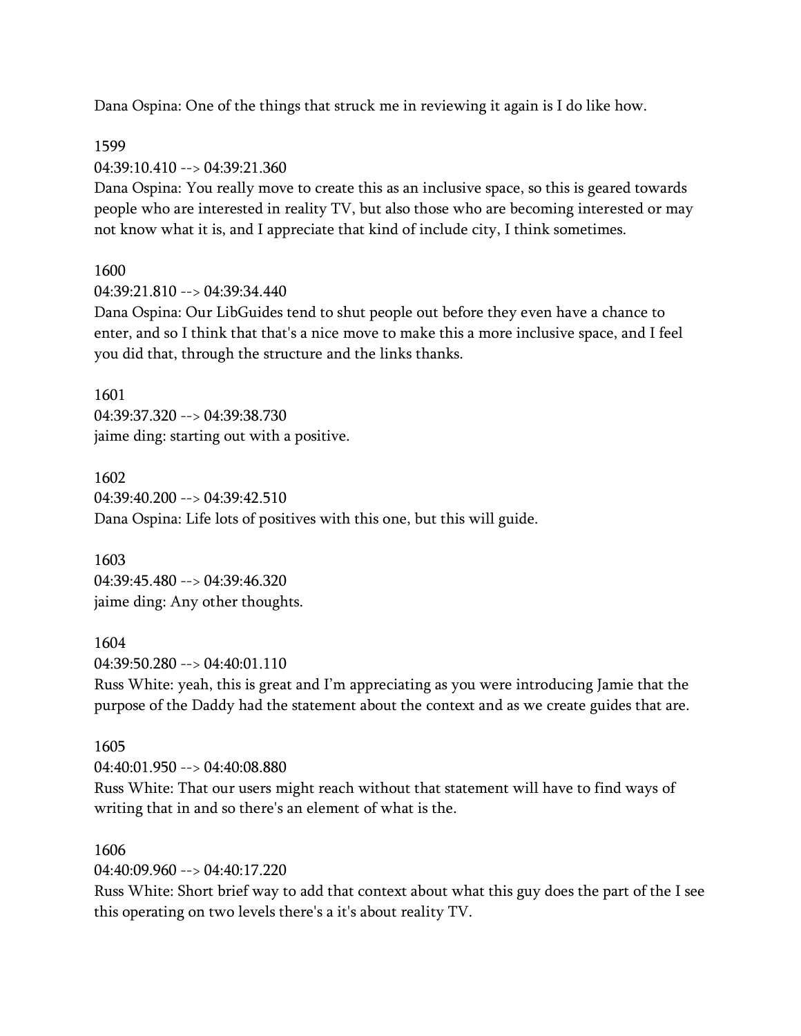Dana Ospina: One of the things that struck me in reviewing it again is I do like how.

1599
04:39:10.410 --> 04:39:21.360
Dana Ospina: You really move to create this as an inclusive space, so this is geared towards people who are interested in reality TV, but also those who are becoming interested or may not know what it is, and I appreciate that kind of include city, I think sometimes.

1600
04:39:21.810 --> 04:39:34.440
Dana Ospina: Our LibGuides tend to shut people out before they even have a chance to enter, and so I think that that's a nice move to make this a more inclusive space, and I feel you did that, through the structure and the links thanks.

1601
04:39:37.320 --> 04:39:38.730
jaime ding: starting out with a positive.

1602
04:39:40.200 --> 04:39:42.510
Dana Ospina: Life lots of positives with this one, but this will guide.

1603
04:39:45.480 --> 04:39:46.320
jaime ding: Any other thoughts.

1604
04:39:50.280 --> 04:40:01.110
Russ White: yeah, this is great and I'm appreciating as you were introducing Jamie that the purpose of the Daddy had the statement about the context and as we create guides that are.

1605
04:40:01.950 --> 04:40:08.880
Russ White: That our users might reach without that statement will have to find ways of writing that in and so there's an element of what is the.

1606
04:40:09.960 --> 04:40:17.220
Russ White: Short brief way to add that context about what this guy does the part of the I see this operating on two levels there's a it's about reality TV.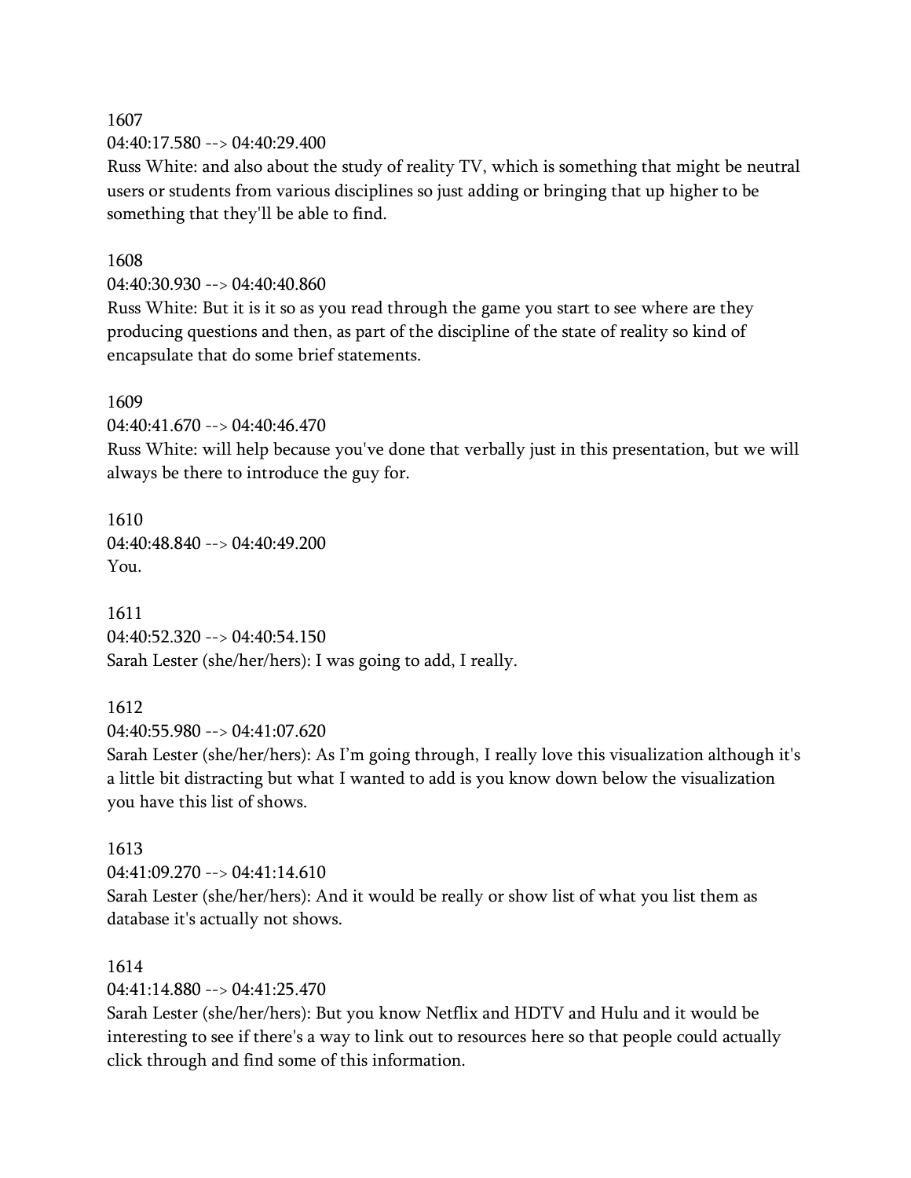1607
04:40:17.580 --> 04:40:29.400
Russ White: and also about the study of reality TV, which is something that might be neutral users or students from various disciplines so just adding or bringing that up higher to be something that they'll be able to find.

1608
04:40:30.930 --> 04:40:40.860
Russ White: But it is it so as you read through the game you start to see where are they producing questions and then, as part of the discipline of the state of reality so kind of encapsulate that do some brief statements.

1609
04:40:41.670 --> 04:40:46.470
Russ White: will help because you've done that verbally just in this presentation, but we will always be there to introduce the guy for.

1610
04:40:48.840 --> 04:40:49.200
You.

1611
04:40:52.320 --> 04:40:54.150
Sarah Lester (she/her/hers): I was going to add, I really.

1612
04:40:55.980 --> 04:41:07.620
Sarah Lester (she/her/hers): As I'm going through, I really love this visualization although it's a little bit distracting but what I wanted to add is you know down below the visualization you have this list of shows.

1613
04:41:09.270 --> 04:41:14.610
Sarah Lester (she/her/hers): And it would be really or show list of what you list them as database it's actually not shows.

1614
04:41:14.880 --> 04:41:25.470
Sarah Lester (she/her/hers): But you know Netflix and HDTV and Hulu and it would be interesting to see if there's a way to link out to resources here so that people could actually click through and find some of this information.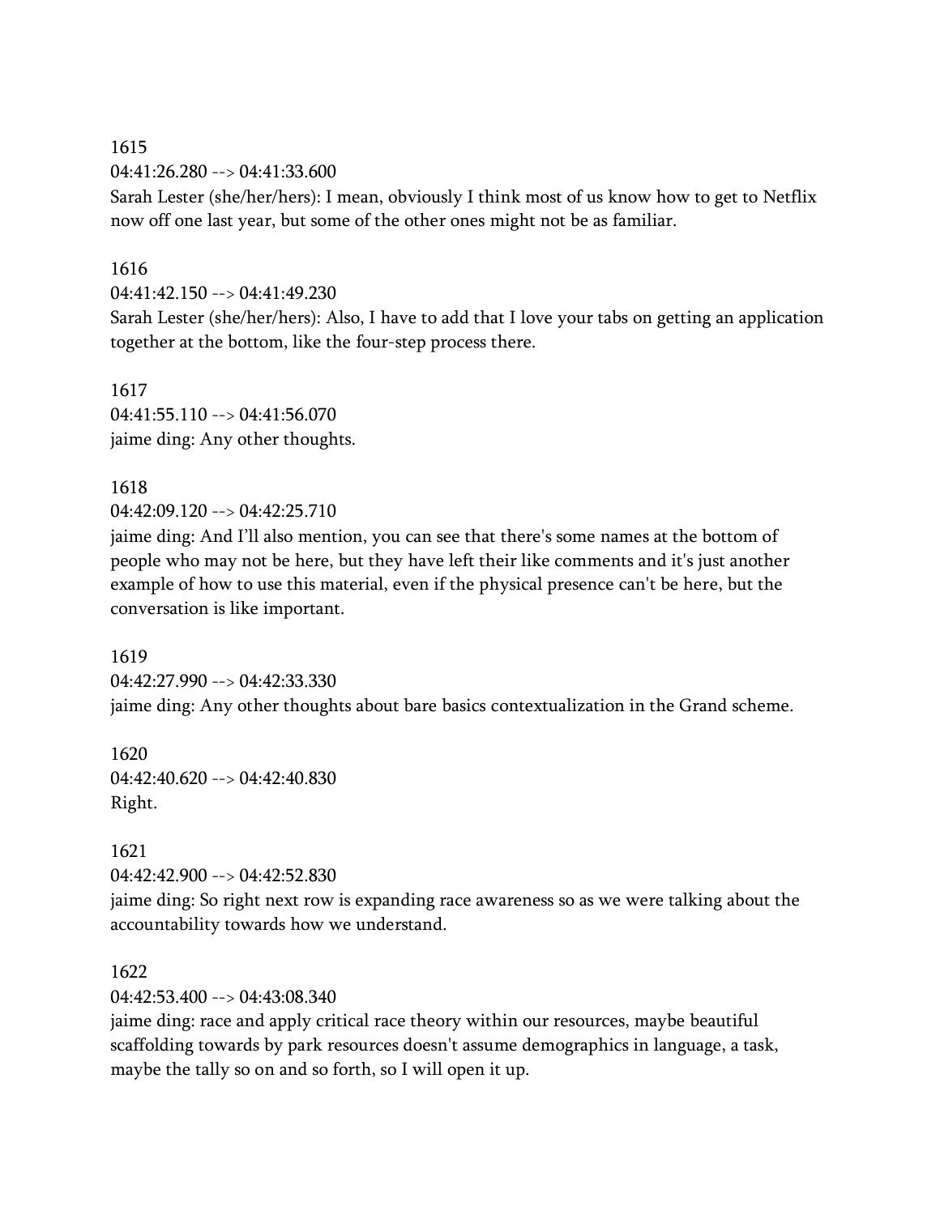1615
04:41:26.280 --> 04:41:33.600
Sarah Lester (she/her/hers): I mean, obviously I think most of us know how to get to Netflix now off one last year, but some of the other ones might not be as familiar.

1616
04:41:42.150 --> 04:41:49.230
Sarah Lester (she/her/hers): Also, I have to add that I love your tabs on getting an application together at the bottom, like the four-step process there.

1617
04:41:55.110 --> 04:41:56.070
jaime ding: Any other thoughts.

1618
04:42:09.120 --> 04:42:25.710
jaime ding: And I'll also mention, you can see that there's some names at the bottom of people who may not be here, but they have left their like comments and it's just another example of how to use this material, even if the physical presence can't be here, but the conversation is like important.

1619
04:42:27.990 --> 04:42:33.330
jaime ding: Any other thoughts about bare basics contextualization in the Grand scheme.

1620
04:42:40.620 --> 04:42:40.830
Right.

1621
04:42:42.900 --> 04:42:52.830
jaime ding: So right next row is expanding race awareness so as we were talking about the accountability towards how we understand.

1622
04:42:53.400 --> 04:43:08.340
jaime ding: race and apply critical race theory within our resources, maybe beautiful scaffolding towards by park resources doesn't assume demographics in language, a task, maybe the tally so on and so forth, so I will open it up.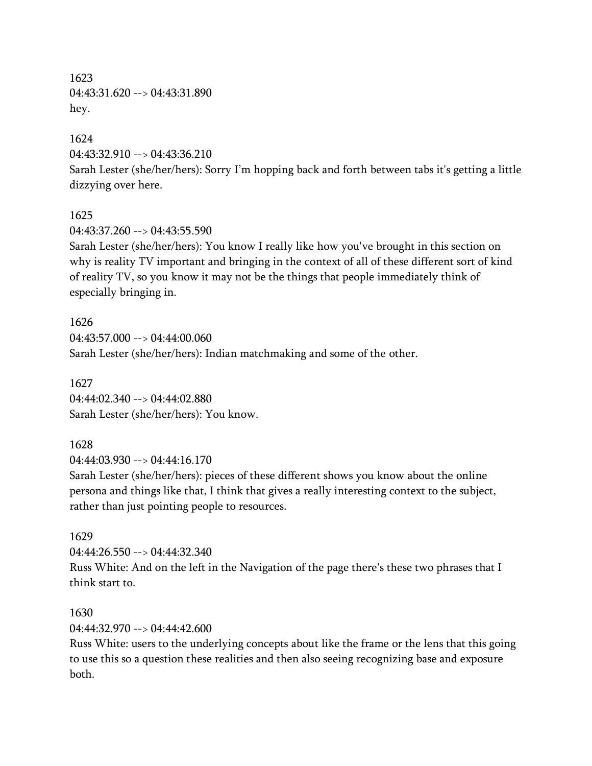1623
04:43:31.620 --> 04:43:31.890
hey.

1624
04:43:32.910 --> 04:43:36.210
Sarah Lester (she/her/hers): Sorry I'm hopping back and forth between tabs it's getting a little dizzying over here.

1625
04:43:37.260 --> 04:43:55.590
Sarah Lester (she/her/hers): You know I really like how you've brought in this section on why is reality TV important and bringing in the context of all of these different sort of kind of reality TV, so you know it may not be the things that people immediately think of especially bringing in.

1626
04:43:57.000 --> 04:44:00.060
Sarah Lester (she/her/hers): Indian matchmaking and some of the other.

1627
04:44:02.340 --> 04:44:02.880
Sarah Lester (she/her/hers): You know.

1628
04:44:03.930 --> 04:44:16.170
Sarah Lester (she/her/hers): pieces of these different shows you know about the online persona and things like that, I think that gives a really interesting context to the subject, rather than just pointing people to resources.

1629
04:44:26.550 --> 04:44:32.340
Russ White: And on the left in the Navigation of the page there's these two phrases that I think start to.

1630
04:44:32.970 --> 04:44:42.600
Russ White: users to the underlying concepts about like the frame or the lens that this going to use this so a question these realities and then also seeing recognizing base and exposure both.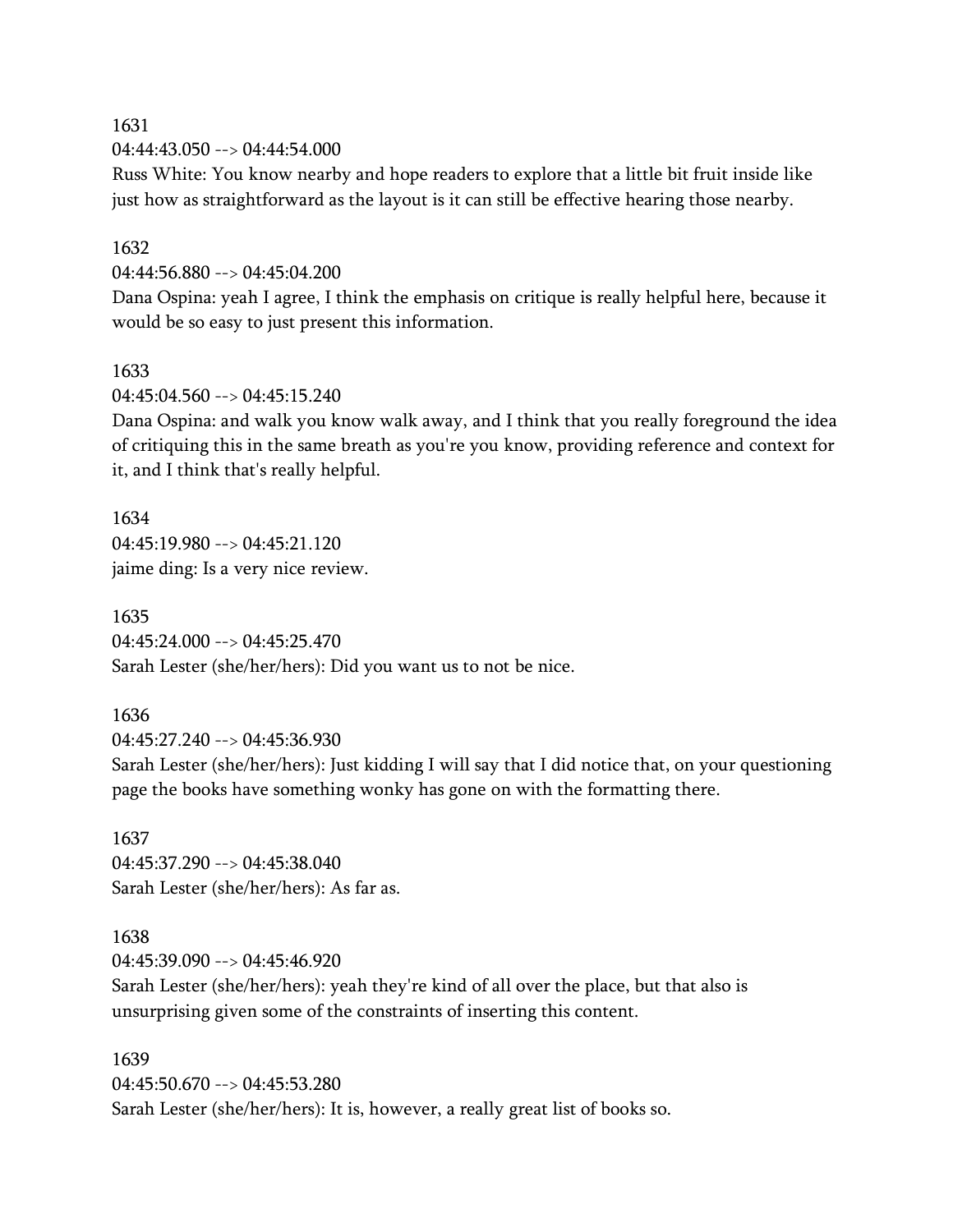1631
04:44:43.050 --> 04:44:54.000
Russ White: You know nearby and hope readers to explore that a little bit fruit inside like just how as straightforward as the layout is it can still be effective hearing those nearby.

1632
04:44:56.880 --> 04:45:04.200
Dana Ospina: yeah I agree, I think the emphasis on critique is really helpful here, because it would be so easy to just present this information.

1633
04:45:04.560 --> 04:45:15.240
Dana Ospina: and walk you know walk away, and I think that you really foreground the idea of critiquing this in the same breath as you're you know, providing reference and context for it, and I think that's really helpful.

1634
04:45:19.980 --> 04:45:21.120
jaime ding: Is a very nice review.

1635
04:45:24.000 --> 04:45:25.470
Sarah Lester (she/her/hers): Did you want us to not be nice.

1636
04:45:27.240 --> 04:45:36.930
Sarah Lester (she/her/hers): Just kidding I will say that I did notice that, on your questioning page the books have something wonky has gone on with the formatting there.

1637
04:45:37.290 --> 04:45:38.040
Sarah Lester (she/her/hers): As far as.

1638
04:45:39.090 --> 04:45:46.920
Sarah Lester (she/her/hers): yeah they're kind of all over the place, but that also is unsurprising given some of the constraints of inserting this content.

1639
04:45:50.670 --> 04:45:53.280
Sarah Lester (she/her/hers): It is, however, a really great list of books so.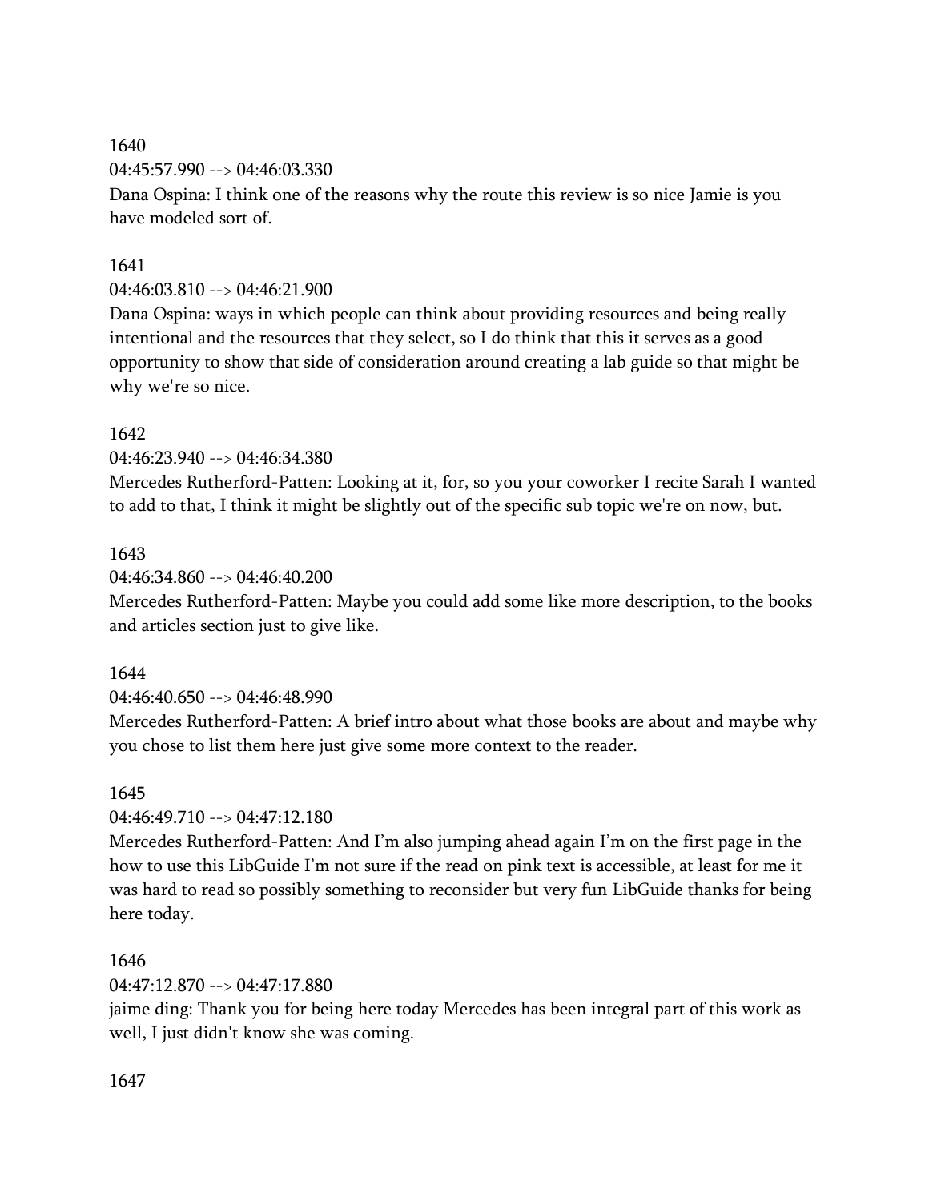1640

04:45:57.990 --> 04:46:03.330

Dana Ospina: I think one of the reasons why the route this review is so nice Jamie is you have modeled sort of.

1641

04:46:03.810 --> 04:46:21.900

Dana Ospina: ways in which people can think about providing resources and being really intentional and the resources that they select, so I do think that this it serves as a good opportunity to show that side of consideration around creating a lab guide so that might be why we're so nice.

1642

04:46:23.940 --> 04:46:34.380

Mercedes Rutherford-Patten: Looking at it, for, so you your coworker I recite Sarah I wanted to add to that, I think it might be slightly out of the specific sub topic we're on now, but.

1643

04:46:34.860 --> 04:46:40.200

Mercedes Rutherford-Patten: Maybe you could add some like more description, to the books and articles section just to give like.

1644

04:46:40.650 --> 04:46:48.990

Mercedes Rutherford-Patten: A brief intro about what those books are about and maybe why you chose to list them here just give some more context to the reader.

1645

04:46:49.710 --> 04:47:12.180

Mercedes Rutherford-Patten: And I'm also jumping ahead again I'm on the first page in the how to use this LibGuide I'm not sure if the read on pink text is accessible, at least for me it was hard to read so possibly something to reconsider but very fun LibGuide thanks for being here today.

1646

04:47:12.870 --> 04:47:17.880

jaime ding: Thank you for being here today Mercedes has been integral part of this work as well, I just didn't know she was coming.

1647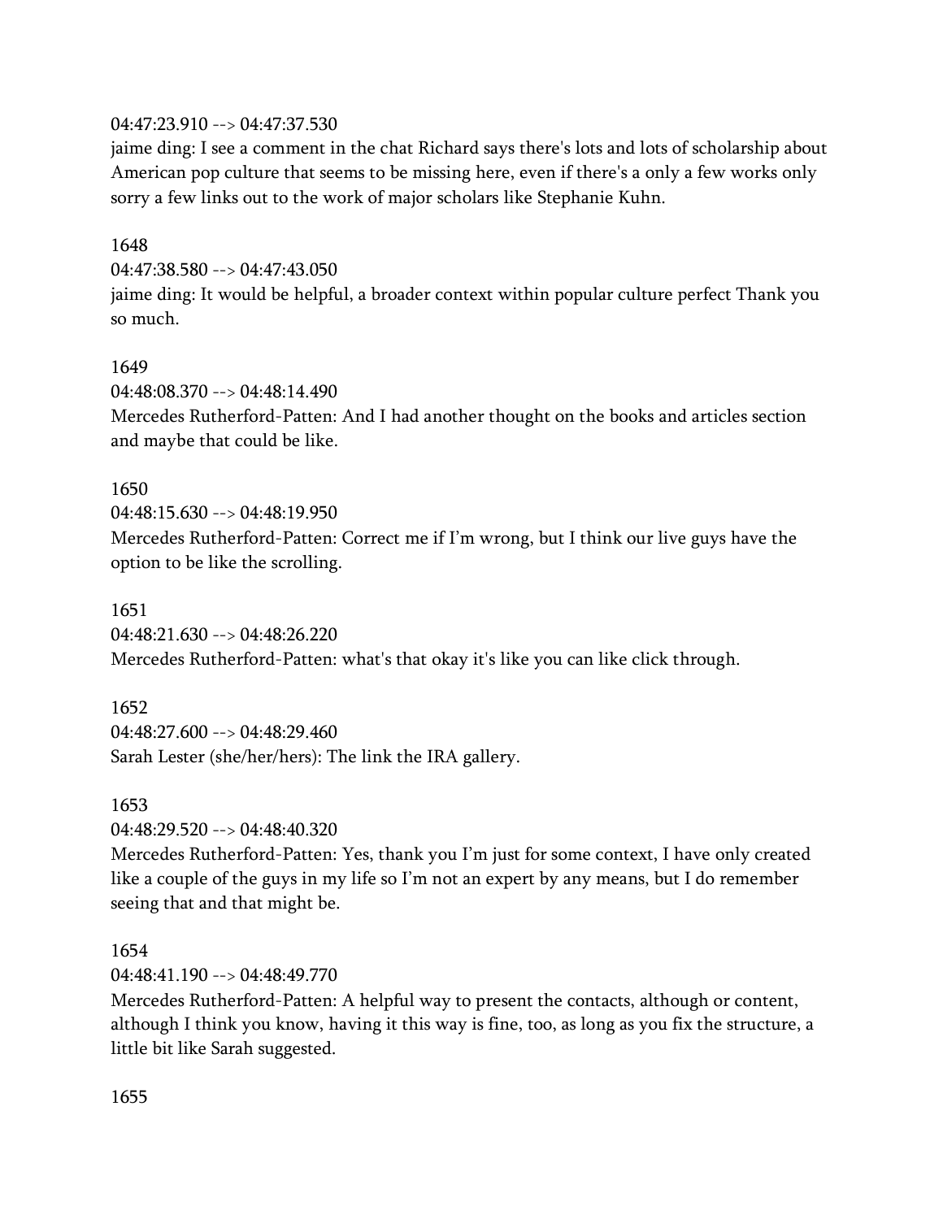04:47:23.910 --> 04:47:37.530
jaime ding: I see a comment in the chat Richard says there's lots and lots of scholarship about American pop culture that seems to be missing here, even if there's a only a few works only sorry a few links out to the work of major scholars like Stephanie Kuhn.

1648
04:47:38.580 --> 04:47:43.050
jaime ding: It would be helpful, a broader context within popular culture perfect Thank you so much.

1649
04:48:08.370 --> 04:48:14.490
Mercedes Rutherford-Patten: And I had another thought on the books and articles section and maybe that could be like.

1650
04:48:15.630 --> 04:48:19.950
Mercedes Rutherford-Patten: Correct me if I'm wrong, but I think our live guys have the option to be like the scrolling.

1651
04:48:21.630 --> 04:48:26.220
Mercedes Rutherford-Patten: what's that okay it's like you can like click through.

1652
04:48:27.600 --> 04:48:29.460
Sarah Lester (she/her/hers): The link the IRA gallery.

1653
04:48:29.520 --> 04:48:40.320
Mercedes Rutherford-Patten: Yes, thank you I'm just for some context, I have only created like a couple of the guys in my life so I'm not an expert by any means, but I do remember seeing that and that might be.

1654
04:48:41.190 --> 04:48:49.770
Mercedes Rutherford-Patten: A helpful way to present the contacts, although or content, although I think you know, having it this way is fine, too, as long as you fix the structure, a little bit like Sarah suggested.

1655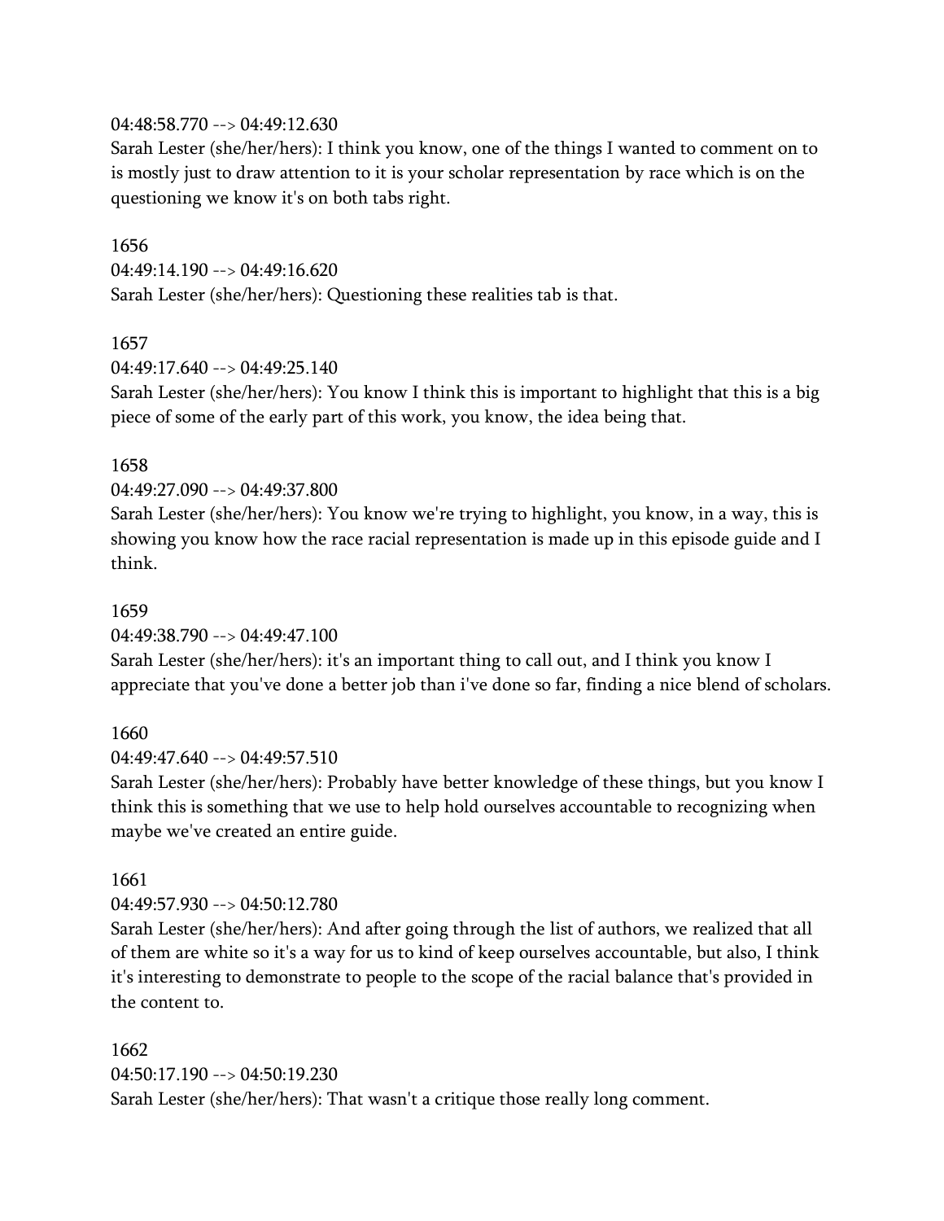04:48:58.770 --> 04:49:12.630
Sarah Lester (she/her/hers): I think you know, one of the things I wanted to comment on to is mostly just to draw attention to it is your scholar representation by race which is on the questioning we know it's on both tabs right.

1656
04:49:14.190 --> 04:49:16.620
Sarah Lester (she/her/hers): Questioning these realities tab is that.

1657
04:49:17.640 --> 04:49:25.140
Sarah Lester (she/her/hers): You know I think this is important to highlight that this is a big piece of some of the early part of this work, you know, the idea being that.

1658
04:49:27.090 --> 04:49:37.800
Sarah Lester (she/her/hers): You know we're trying to highlight, you know, in a way, this is showing you know how the race racial representation is made up in this episode guide and I think.

1659
04:49:38.790 --> 04:49:47.100
Sarah Lester (she/her/hers): it's an important thing to call out, and I think you know I appreciate that you've done a better job than i've done so far, finding a nice blend of scholars.

1660
04:49:47.640 --> 04:49:57.510
Sarah Lester (she/her/hers): Probably have better knowledge of these things, but you know I think this is something that we use to help hold ourselves accountable to recognizing when maybe we've created an entire guide.

1661
04:49:57.930 --> 04:50:12.780
Sarah Lester (she/her/hers): And after going through the list of authors, we realized that all of them are white so it's a way for us to kind of keep ourselves accountable, but also, I think it's interesting to demonstrate to people to the scope of the racial balance that's provided in the content to.

1662
04:50:17.190 --> 04:50:19.230
Sarah Lester (she/her/hers): That wasn't a critique those really long comment.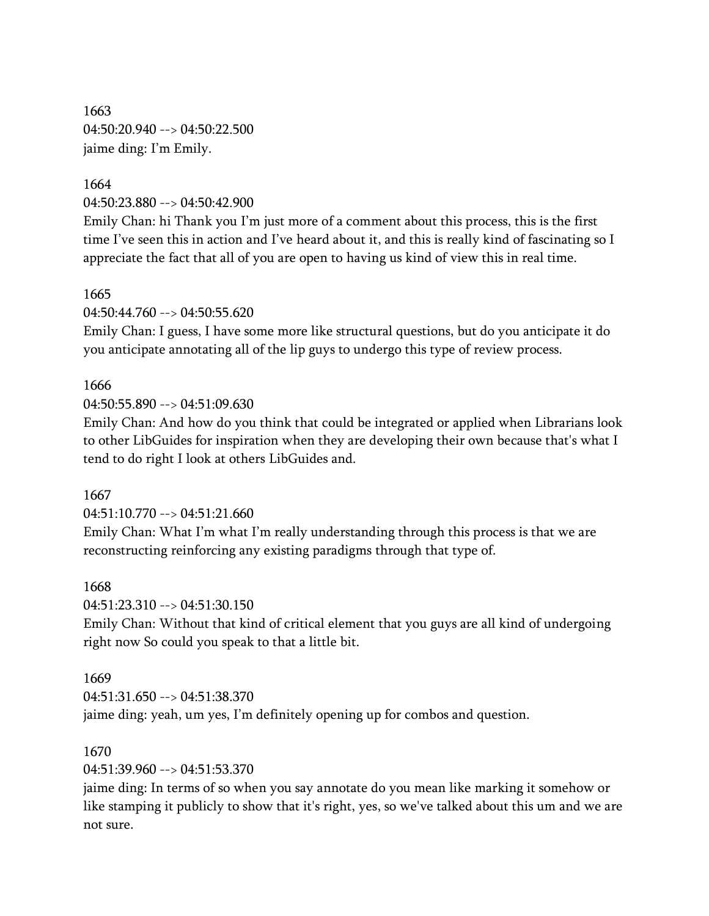1663
04:50:20.940 --> 04:50:22.500
jaime ding: I'm Emily.

1664
04:50:23.880 --> 04:50:42.900
Emily Chan: hi Thank you I'm just more of a comment about this process, this is the first time I've seen this in action and I've heard about it, and this is really kind of fascinating so I appreciate the fact that all of you are open to having us kind of view this in real time.

1665
04:50:44.760 --> 04:50:55.620
Emily Chan: I guess, I have some more like structural questions, but do you anticipate it do you anticipate annotating all of the lip guys to undergo this type of review process.

1666
04:50:55.890 --> 04:51:09.630
Emily Chan: And how do you think that could be integrated or applied when Librarians look to other LibGuides for inspiration when they are developing their own because that's what I tend to do right I look at others LibGuides and.

1667
04:51:10.770 --> 04:51:21.660
Emily Chan: What I'm what I'm really understanding through this process is that we are reconstructing reinforcing any existing paradigms through that type of.

1668
04:51:23.310 --> 04:51:30.150
Emily Chan: Without that kind of critical element that you guys are all kind of undergoing right now So could you speak to that a little bit.

1669
04:51:31.650 --> 04:51:38.370
jaime ding: yeah, um yes, I'm definitely opening up for combos and question.

1670
04:51:39.960 --> 04:51:53.370
jaime ding: In terms of so when you say annotate do you mean like marking it somehow or like stamping it publicly to show that it's right, yes, so we've talked about this um and we are not sure.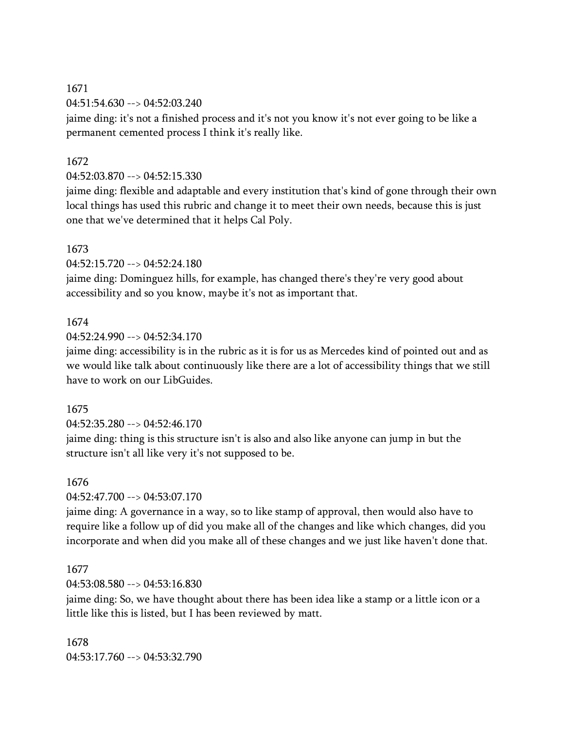1671
04:51:54.630 --> 04:52:03.240
jaime ding: it's not a finished process and it's not you know it's not ever going to be like a permanent cemented process I think it's really like.

1672
04:52:03.870 --> 04:52:15.330
jaime ding: flexible and adaptable and every institution that's kind of gone through their own local things has used this rubric and change it to meet their own needs, because this is just one that we've determined that it helps Cal Poly.

1673
04:52:15.720 --> 04:52:24.180
jaime ding: Dominguez hills, for example, has changed there's they're very good about accessibility and so you know, maybe it's not as important that.

1674
04:52:24.990 --> 04:52:34.170
jaime ding: accessibility is in the rubric as it is for us as Mercedes kind of pointed out and as we would like talk about continuously like there are a lot of accessibility things that we still have to work on our LibGuides.

1675
04:52:35.280 --> 04:52:46.170
jaime ding: thing is this structure isn't is also and also like anyone can jump in but the structure isn't all like very it's not supposed to be.

1676
04:52:47.700 --> 04:53:07.170
jaime ding: A governance in a way, so to like stamp of approval, then would also have to require like a follow up of did you make all of the changes and like which changes, did you incorporate and when did you make all of these changes and we just like haven't done that.

1677
04:53:08.580 --> 04:53:16.830
jaime ding: So, we have thought about there has been idea like a stamp or a little icon or a little like this is listed, but I has been reviewed by matt.

1678
04:53:17.760 --> 04:53:32.790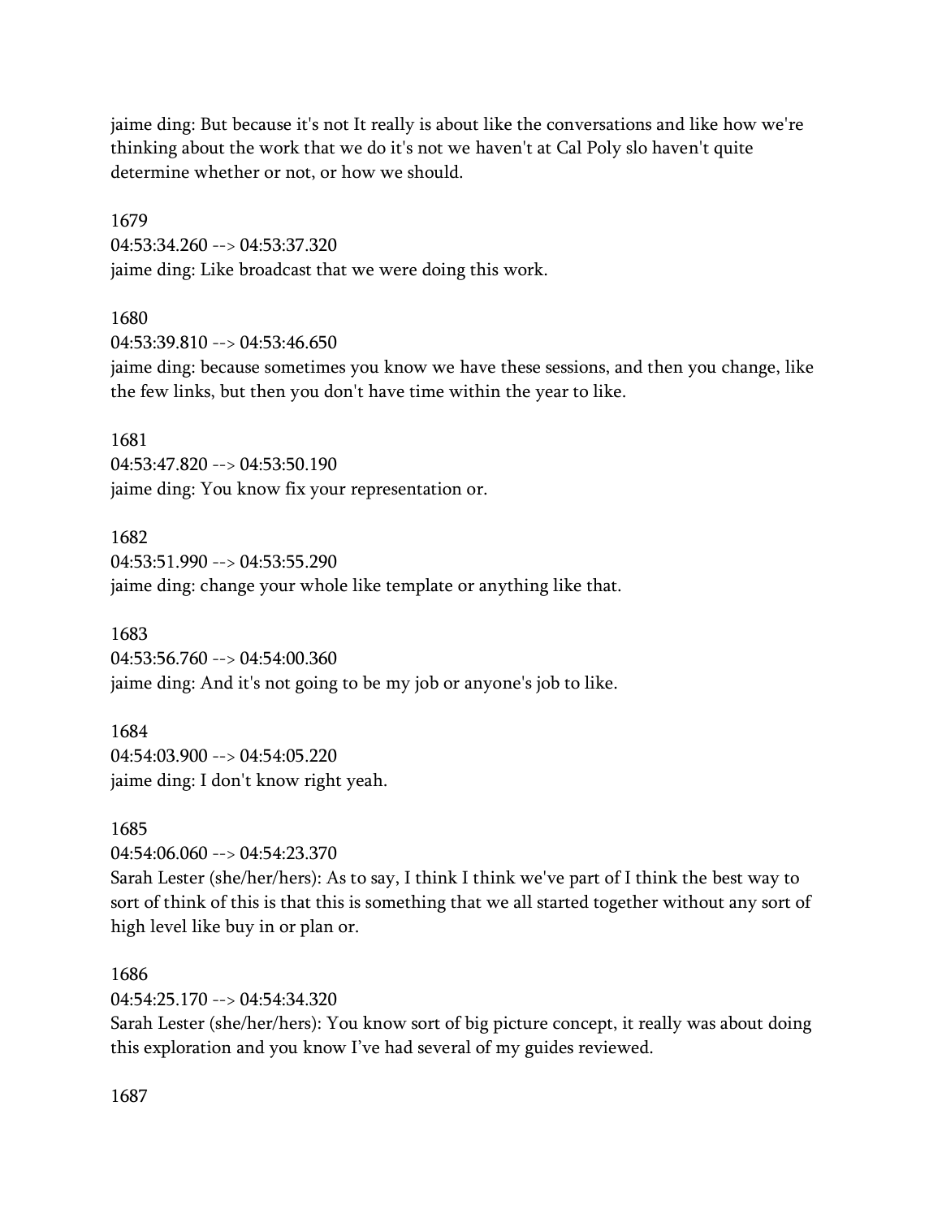jaime ding: But because it's not It really is about like the conversations and like how we're thinking about the work that we do it's not we haven't at Cal Poly slo haven't quite determine whether or not, or how we should.

1679
04:53:34.260 --> 04:53:37.320
jaime ding: Like broadcast that we were doing this work.

1680
04:53:39.810 --> 04:53:46.650
jaime ding: because sometimes you know we have these sessions, and then you change, like the few links, but then you don't have time within the year to like.

1681
04:53:47.820 --> 04:53:50.190
jaime ding: You know fix your representation or.

1682
04:53:51.990 --> 04:53:55.290
jaime ding: change your whole like template or anything like that.

1683
04:53:56.760 --> 04:54:00.360
jaime ding: And it's not going to be my job or anyone's job to like.

1684
04:54:03.900 --> 04:54:05.220
jaime ding: I don't know right yeah.

1685
04:54:06.060 --> 04:54:23.370
Sarah Lester (she/her/hers): As to say, I think I think we've part of I think the best way to sort of think of this is that this is something that we all started together without any sort of high level like buy in or plan or.

1686
04:54:25.170 --> 04:54:34.320
Sarah Lester (she/her/hers): You know sort of big picture concept, it really was about doing this exploration and you know I've had several of my guides reviewed.

1687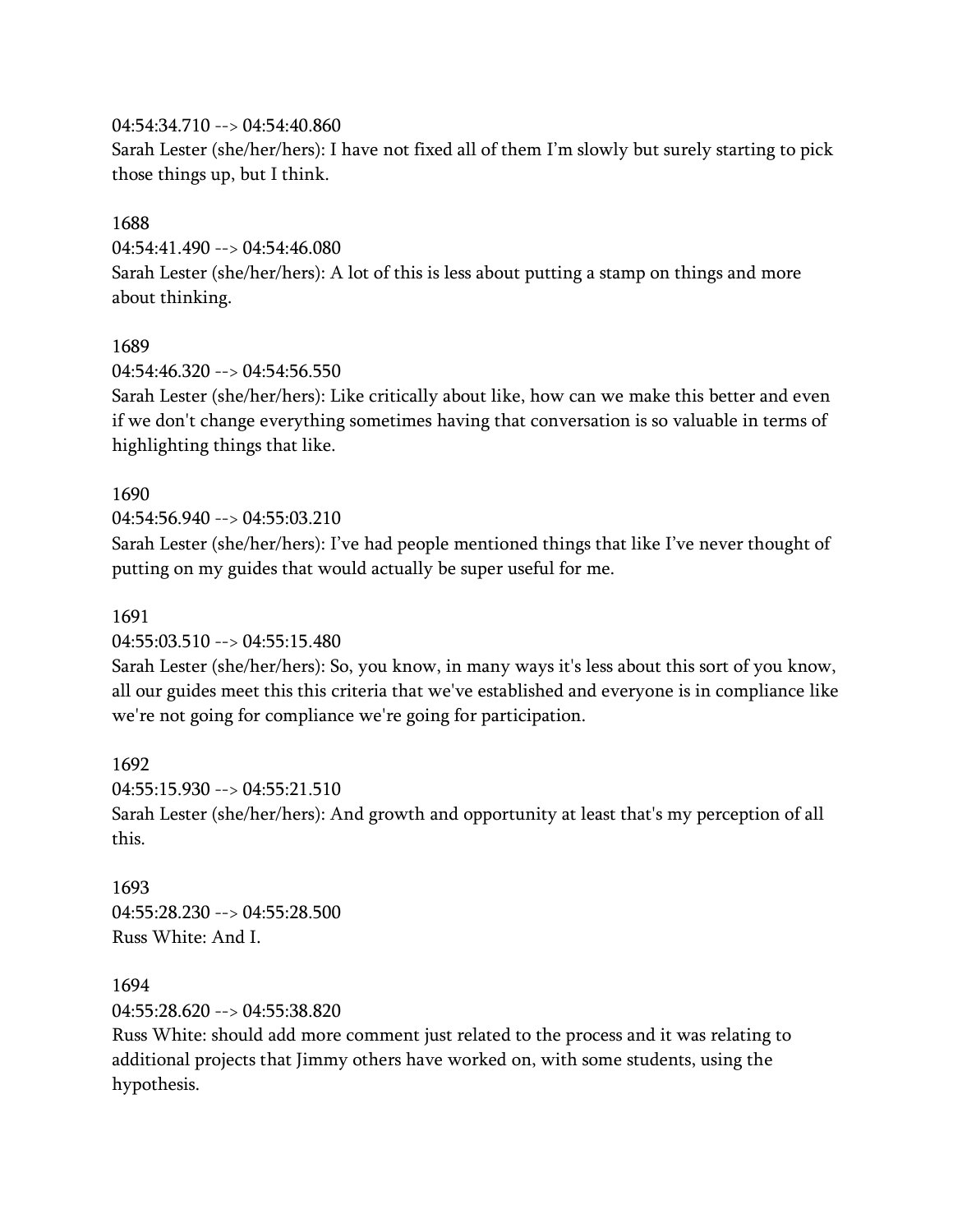04:54:34.710 --> 04:54:40.860
Sarah Lester (she/her/hers): I have not fixed all of them I'm slowly but surely starting to pick those things up, but I think.

1688
04:54:41.490 --> 04:54:46.080
Sarah Lester (she/her/hers): A lot of this is less about putting a stamp on things and more about thinking.

1689
04:54:46.320 --> 04:54:56.550
Sarah Lester (she/her/hers): Like critically about like, how can we make this better and even if we don't change everything sometimes having that conversation is so valuable in terms of highlighting things that like.

1690
04:54:56.940 --> 04:55:03.210
Sarah Lester (she/her/hers): I've had people mentioned things that like I've never thought of putting on my guides that would actually be super useful for me.

1691
04:55:03.510 --> 04:55:15.480
Sarah Lester (she/her/hers): So, you know, in many ways it's less about this sort of you know, all our guides meet this this criteria that we've established and everyone is in compliance like we're not going for compliance we're going for participation.

1692
04:55:15.930 --> 04:55:21.510
Sarah Lester (she/her/hers): And growth and opportunity at least that's my perception of all this.

1693
04:55:28.230 --> 04:55:28.500
Russ White: And I.

1694
04:55:28.620 --> 04:55:38.820
Russ White: should add more comment just related to the process and it was relating to additional projects that Jimmy others have worked on, with some students, using the hypothesis.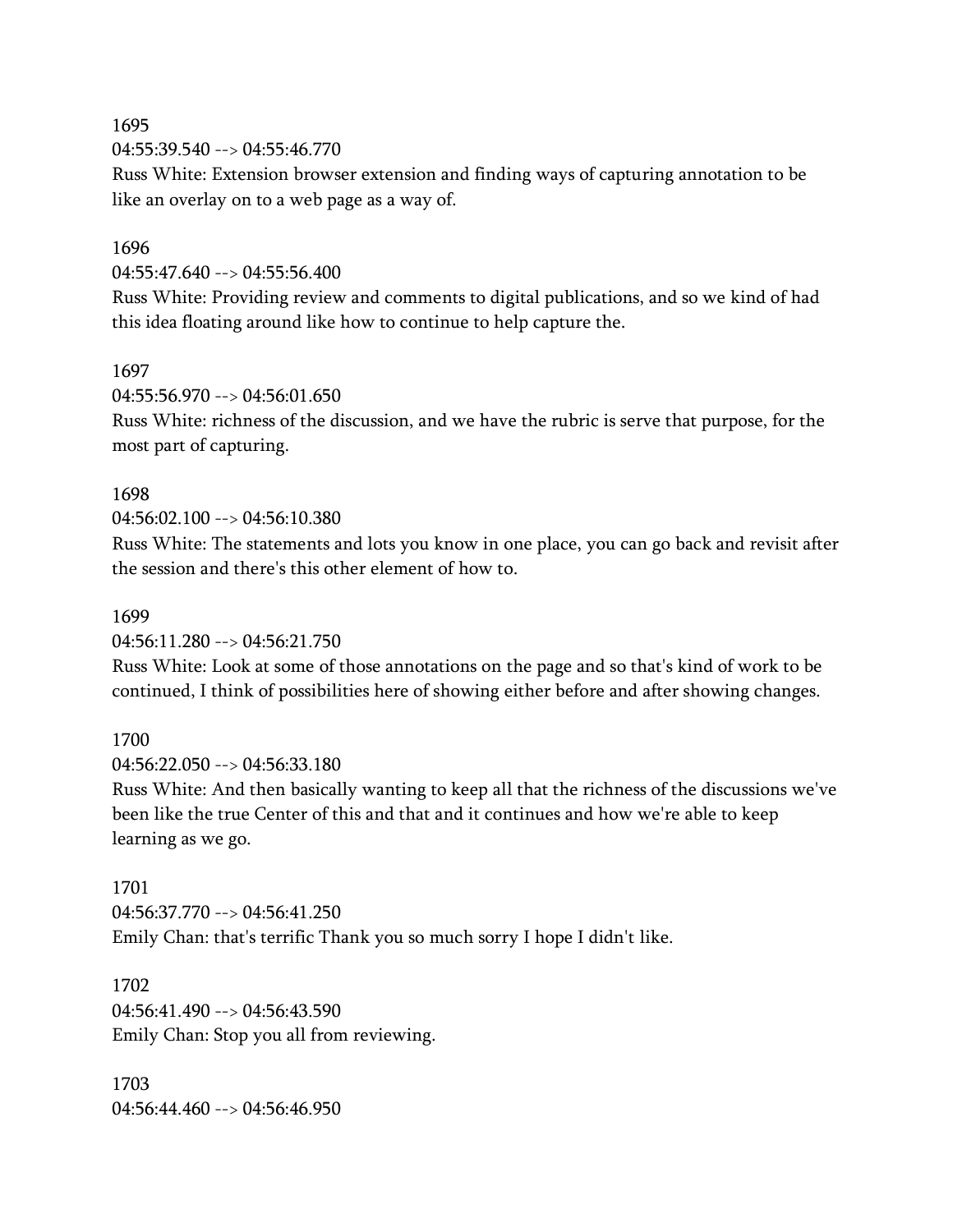1695
04:55:39.540 --> 04:55:46.770
Russ White: Extension browser extension and finding ways of capturing annotation to be like an overlay on to a web page as a way of.

1696
04:55:47.640 --> 04:55:56.400
Russ White: Providing review and comments to digital publications, and so we kind of had this idea floating around like how to continue to help capture the.

1697
04:55:56.970 --> 04:56:01.650
Russ White: richness of the discussion, and we have the rubric is serve that purpose, for the most part of capturing.

1698
04:56:02.100 --> 04:56:10.380
Russ White: The statements and lots you know in one place, you can go back and revisit after the session and there's this other element of how to.

1699
04:56:11.280 --> 04:56:21.750
Russ White: Look at some of those annotations on the page and so that's kind of work to be continued, I think of possibilities here of showing either before and after showing changes.

1700
04:56:22.050 --> 04:56:33.180
Russ White: And then basically wanting to keep all that the richness of the discussions we've been like the true Center of this and that and it continues and how we're able to keep learning as we go.

1701
04:56:37.770 --> 04:56:41.250
Emily Chan: that's terrific Thank you so much sorry I hope I didn't like.

1702
04:56:41.490 --> 04:56:43.590
Emily Chan: Stop you all from reviewing.

1703
04:56:44.460 --> 04:56:46.950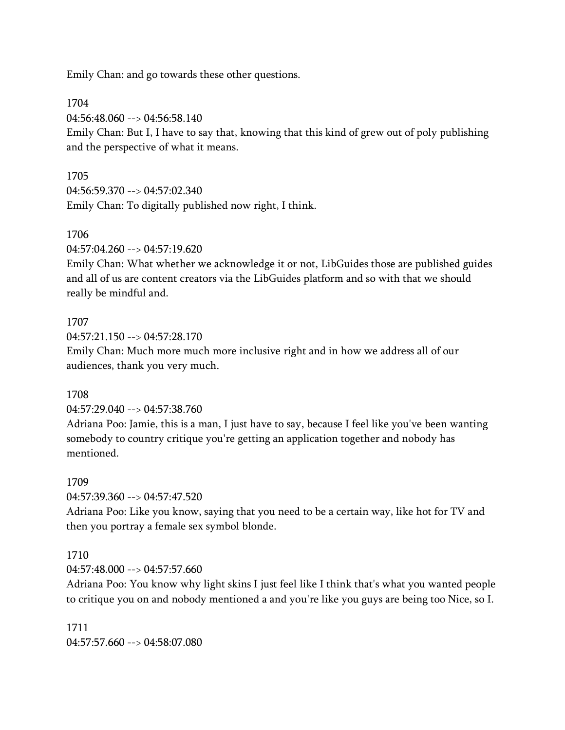Emily Chan: and go towards these other questions.

1704
04:56:48.060 --> 04:56:58.140
Emily Chan: But I, I have to say that, knowing that this kind of grew out of poly publishing and the perspective of what it means.

1705
04:56:59.370 --> 04:57:02.340
Emily Chan: To digitally published now right, I think.

1706
04:57:04.260 --> 04:57:19.620
Emily Chan: What whether we acknowledge it or not, LibGuides those are published guides and all of us are content creators via the LibGuides platform and so with that we should really be mindful and.

1707
04:57:21.150 --> 04:57:28.170
Emily Chan: Much more much more inclusive right and in how we address all of our audiences, thank you very much.

1708
04:57:29.040 --> 04:57:38.760
Adriana Poo: Jamie, this is a man, I just have to say, because I feel like you've been wanting somebody to country critique you're getting an application together and nobody has mentioned.

1709
04:57:39.360 --> 04:57:47.520
Adriana Poo: Like you know, saying that you need to be a certain way, like hot for TV and then you portray a female sex symbol blonde.

1710
04:57:48.000 --> 04:57:57.660
Adriana Poo: You know why light skins I just feel like I think that's what you wanted people to critique you on and nobody mentioned a and you're like you guys are being too Nice, so I.

1711
04:57:57.660 --> 04:58:07.080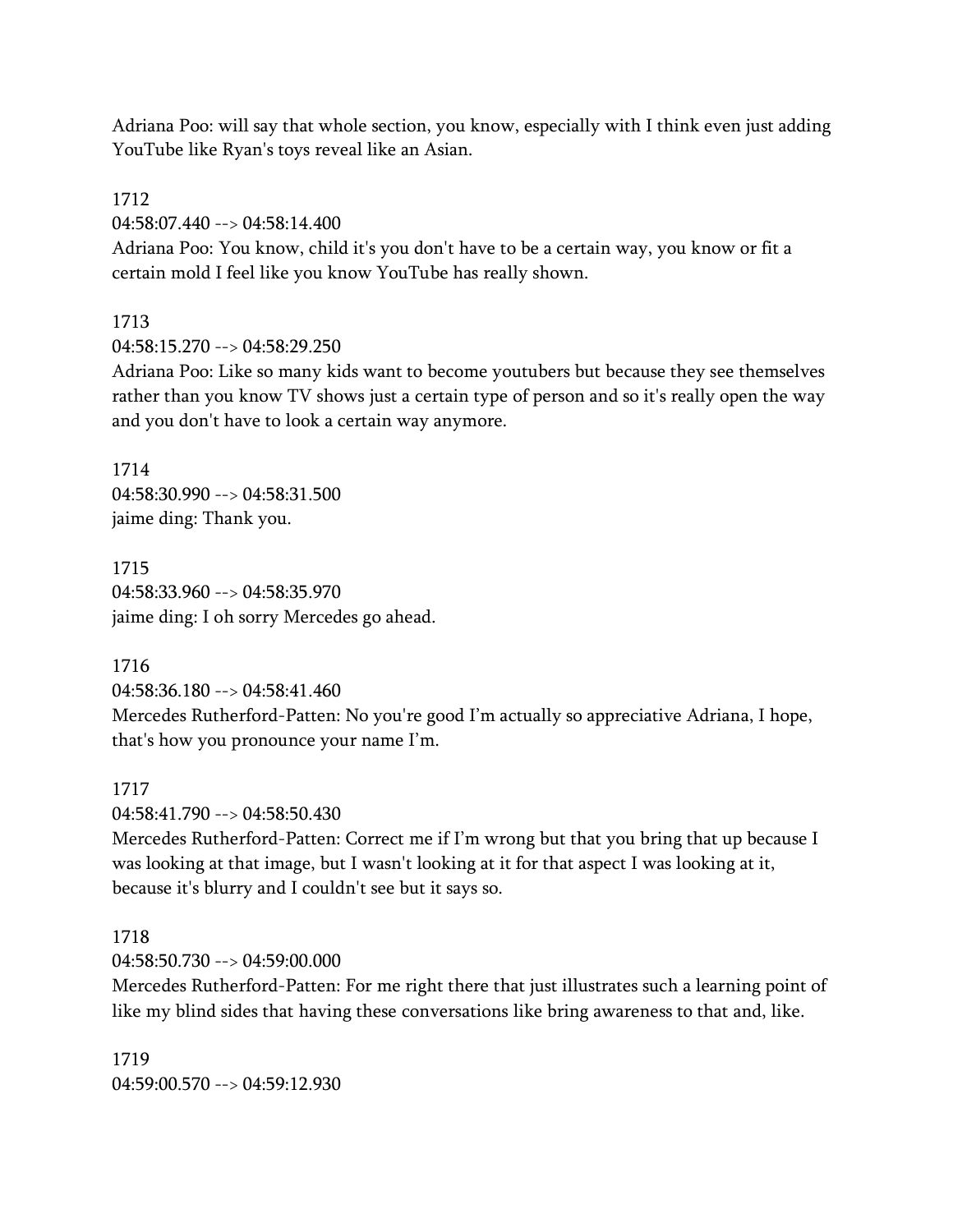Adriana Poo: will say that whole section, you know, especially with I think even just adding YouTube like Ryan's toys reveal like an Asian.

1712
04:58:07.440 --> 04:58:14.400
Adriana Poo: You know, child it's you don't have to be a certain way, you know or fit a certain mold I feel like you know YouTube has really shown.

1713
04:58:15.270 --> 04:58:29.250
Adriana Poo: Like so many kids want to become youtubers but because they see themselves rather than you know TV shows just a certain type of person and so it's really open the way and you don't have to look a certain way anymore.

1714
04:58:30.990 --> 04:58:31.500
jaime ding: Thank you.

1715
04:58:33.960 --> 04:58:35.970
jaime ding: I oh sorry Mercedes go ahead.

1716
04:58:36.180 --> 04:58:41.460
Mercedes Rutherford-Patten: No you're good I'm actually so appreciative Adriana, I hope, that's how you pronounce your name I'm.

1717
04:58:41.790 --> 04:58:50.430
Mercedes Rutherford-Patten: Correct me if I'm wrong but that you bring that up because I was looking at that image, but I wasn't looking at it for that aspect I was looking at it, because it's blurry and I couldn't see but it says so.

1718
04:58:50.730 --> 04:59:00.000
Mercedes Rutherford-Patten: For me right there that just illustrates such a learning point of like my blind sides that having these conversations like bring awareness to that and, like.

1719
04:59:00.570 --> 04:59:12.930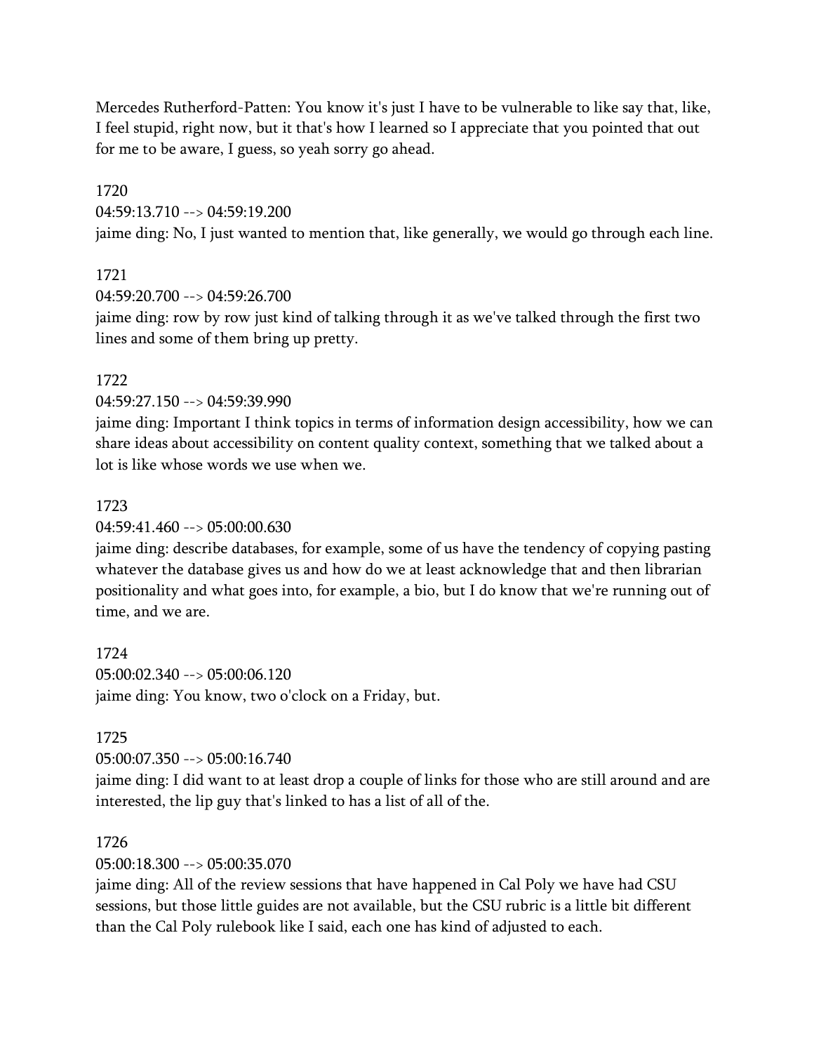Mercedes Rutherford-Patten: You know it's just I have to be vulnerable to like say that, like, I feel stupid, right now, but it that's how I learned so I appreciate that you pointed that out for me to be aware, I guess, so yeah sorry go ahead.

1720
04:59:13.710 --> 04:59:19.200
jaime ding: No, I just wanted to mention that, like generally, we would go through each line.

1721
04:59:20.700 --> 04:59:26.700
jaime ding: row by row just kind of talking through it as we've talked through the first two lines and some of them bring up pretty.

1722
04:59:27.150 --> 04:59:39.990
jaime ding: Important I think topics in terms of information design accessibility, how we can share ideas about accessibility on content quality context, something that we talked about a lot is like whose words we use when we.

1723
04:59:41.460 --> 05:00:00.630
jaime ding: describe databases, for example, some of us have the tendency of copying pasting whatever the database gives us and how do we at least acknowledge that and then librarian positionality and what goes into, for example, a bio, but I do know that we're running out of time, and we are.

1724
05:00:02.340 --> 05:00:06.120
jaime ding: You know, two o'clock on a Friday, but.

1725
05:00:07.350 --> 05:00:16.740
jaime ding: I did want to at least drop a couple of links for those who are still around and are interested, the lip guy that's linked to has a list of all of the.

1726
05:00:18.300 --> 05:00:35.070
jaime ding: All of the review sessions that have happened in Cal Poly we have had CSU sessions, but those little guides are not available, but the CSU rubric is a little bit different than the Cal Poly rulebook like I said, each one has kind of adjusted to each.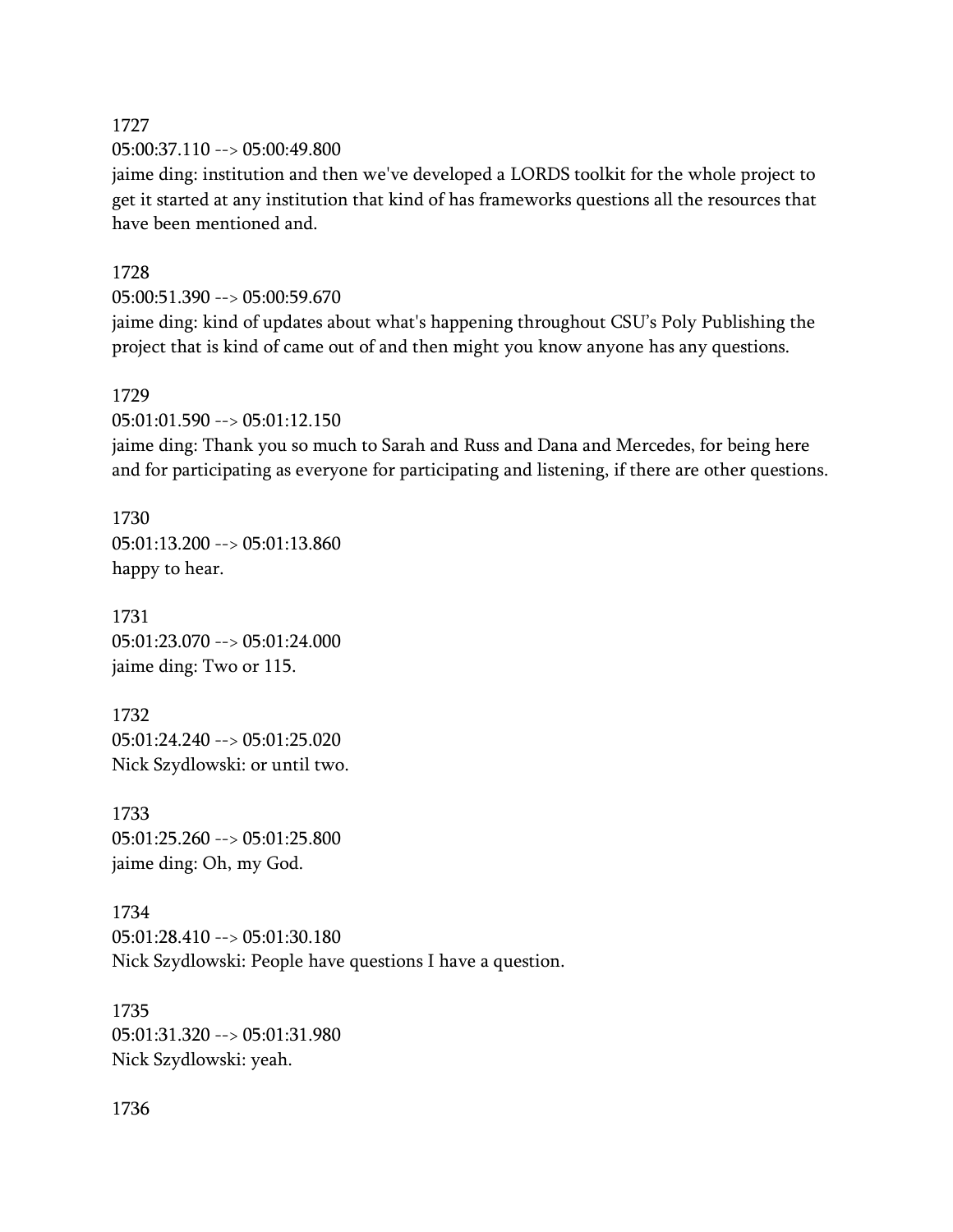1727
05:00:37.110 --> 05:00:49.800
jaime ding: institution and then we've developed a LORDS toolkit for the whole project to get it started at any institution that kind of has frameworks questions all the resources that have been mentioned and.

1728
05:00:51.390 --> 05:00:59.670
jaime ding: kind of updates about what's happening throughout CSU's Poly Publishing the project that is kind of came out of and then might you know anyone has any questions.

1729
05:01:01.590 --> 05:01:12.150
jaime ding: Thank you so much to Sarah and Russ and Dana and Mercedes, for being here and for participating as everyone for participating and listening, if there are other questions.

1730
05:01:13.200 --> 05:01:13.860
happy to hear.

1731
05:01:23.070 --> 05:01:24.000
jaime ding: Two or 115.

1732
05:01:24.240 --> 05:01:25.020
Nick Szydlowski: or until two.

1733
05:01:25.260 --> 05:01:25.800
jaime ding: Oh, my God.

1734
05:01:28.410 --> 05:01:30.180
Nick Szydlowski: People have questions I have a question.

1735
05:01:31.320 --> 05:01:31.980
Nick Szydlowski: yeah.

1736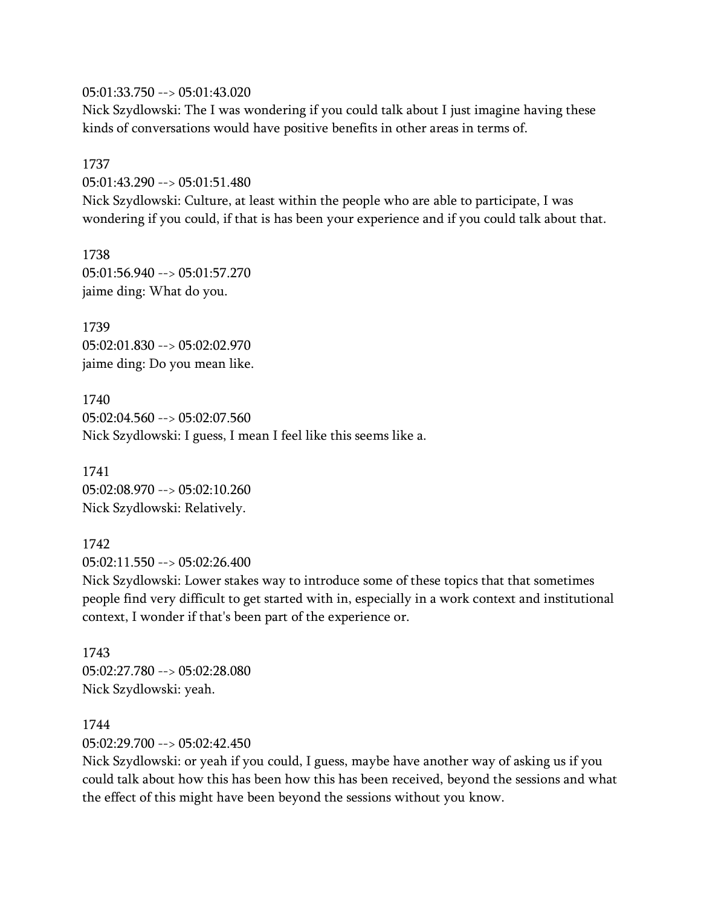05:01:33.750 --> 05:01:43.020
Nick Szydlowski: The I was wondering if you could talk about I just imagine having these kinds of conversations would have positive benefits in other areas in terms of.

1737
05:01:43.290 --> 05:01:51.480
Nick Szydlowski: Culture, at least within the people who are able to participate, I was wondering if you could, if that is has been your experience and if you could talk about that.

1738
05:01:56.940 --> 05:01:57.270
jaime ding: What do you.

1739
05:02:01.830 --> 05:02:02.970
jaime ding: Do you mean like.

1740
05:02:04.560 --> 05:02:07.560
Nick Szydlowski: I guess, I mean I feel like this seems like a.

1741
05:02:08.970 --> 05:02:10.260
Nick Szydlowski: Relatively.

1742
05:02:11.550 --> 05:02:26.400
Nick Szydlowski: Lower stakes way to introduce some of these topics that that sometimes people find very difficult to get started with in, especially in a work context and institutional context, I wonder if that's been part of the experience or.

1743
05:02:27.780 --> 05:02:28.080
Nick Szydlowski: yeah.

1744
05:02:29.700 --> 05:02:42.450
Nick Szydlowski: or yeah if you could, I guess, maybe have another way of asking us if you could talk about how this has been how this has been received, beyond the sessions and what the effect of this might have been beyond the sessions without you know.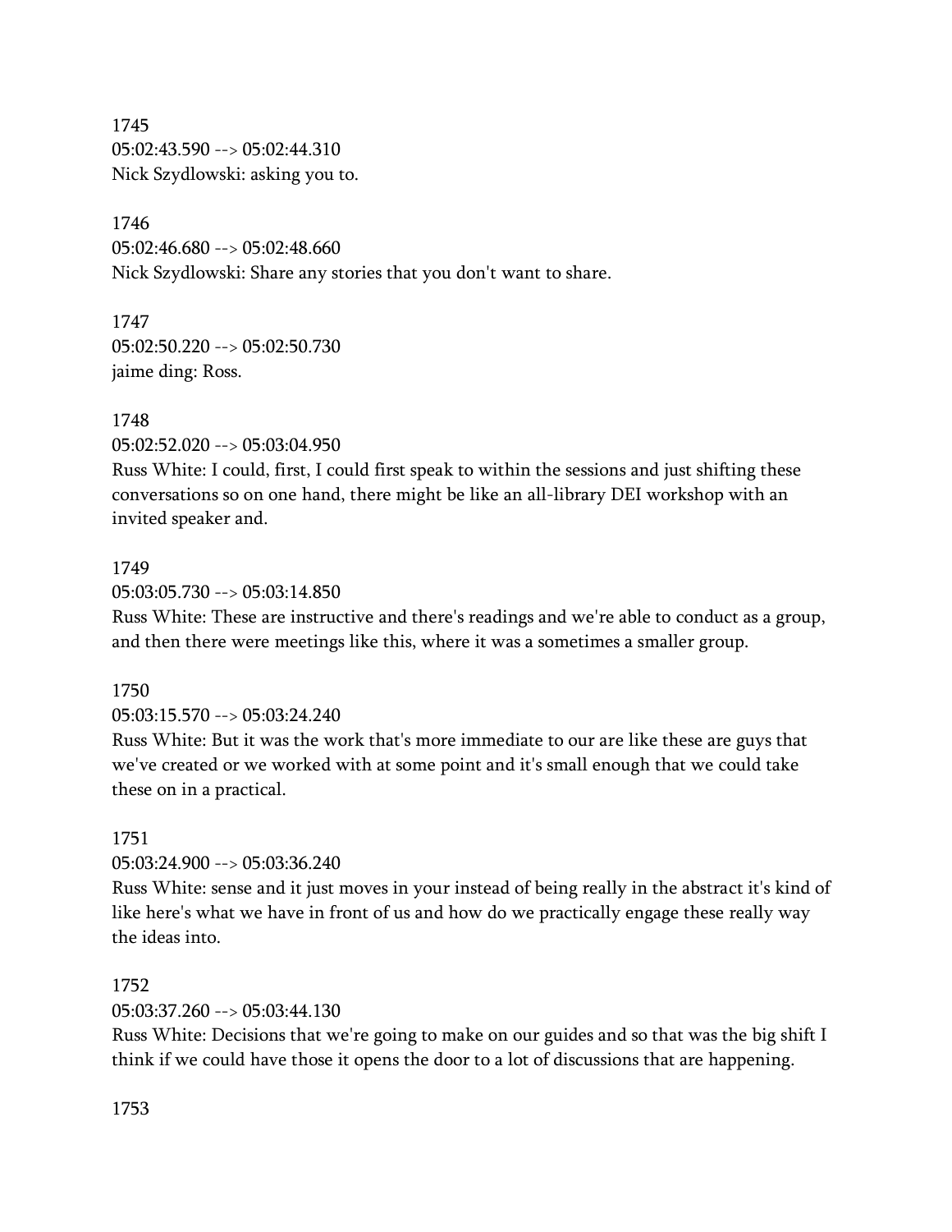1745
05:02:43.590 --> 05:02:44.310
Nick Szydlowski: asking you to.

1746
05:02:46.680 --> 05:02:48.660
Nick Szydlowski: Share any stories that you don't want to share.

1747
05:02:50.220 --> 05:02:50.730
jaime ding: Ross.

1748
05:02:52.020 --> 05:03:04.950
Russ White: I could, first, I could first speak to within the sessions and just shifting these conversations so on one hand, there might be like an all-library DEI workshop with an invited speaker and.

1749
05:03:05.730 --> 05:03:14.850
Russ White: These are instructive and there's readings and we're able to conduct as a group, and then there were meetings like this, where it was a sometimes a smaller group.

1750
05:03:15.570 --> 05:03:24.240
Russ White: But it was the work that's more immediate to our are like these are guys that we've created or we worked with at some point and it's small enough that we could take these on in a practical.

1751
05:03:24.900 --> 05:03:36.240
Russ White: sense and it just moves in your instead of being really in the abstract it's kind of like here's what we have in front of us and how do we practically engage these really way the ideas into.

1752
05:03:37.260 --> 05:03:44.130
Russ White: Decisions that we're going to make on our guides and so that was the big shift I think if we could have those it opens the door to a lot of discussions that are happening.

1753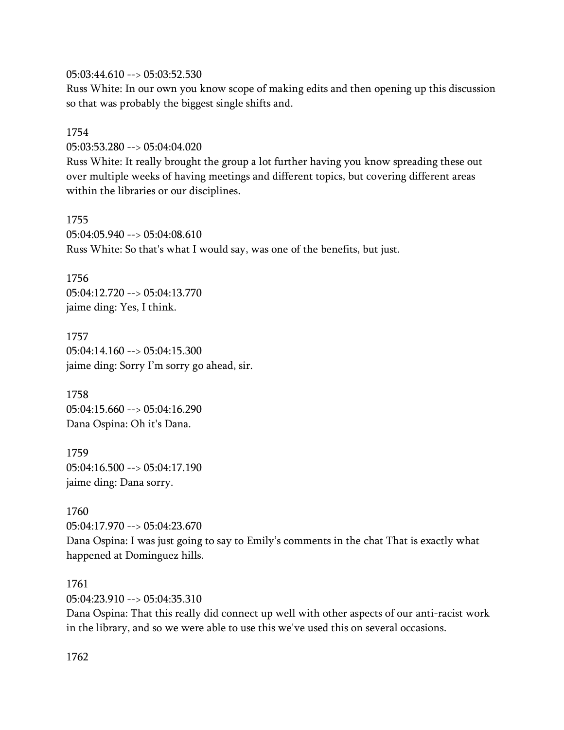05:03:44.610 --> 05:03:52.530
Russ White: In our own you know scope of making edits and then opening up this discussion so that was probably the biggest single shifts and.

1754
05:03:53.280 --> 05:04:04.020
Russ White: It really brought the group a lot further having you know spreading these out over multiple weeks of having meetings and different topics, but covering different areas within the libraries or our disciplines.

1755
05:04:05.940 --> 05:04:08.610
Russ White: So that's what I would say, was one of the benefits, but just.

1756
05:04:12.720 --> 05:04:13.770
jaime ding: Yes, I think.

1757
05:04:14.160 --> 05:04:15.300
jaime ding: Sorry I'm sorry go ahead, sir.

1758
05:04:15.660 --> 05:04:16.290
Dana Ospina: Oh it's Dana.

1759
05:04:16.500 --> 05:04:17.190
jaime ding: Dana sorry.

1760
05:04:17.970 --> 05:04:23.670
Dana Ospina: I was just going to say to Emily's comments in the chat That is exactly what happened at Dominguez hills.

1761
05:04:23.910 --> 05:04:35.310
Dana Ospina: That this really did connect up well with other aspects of our anti-racist work in the library, and so we were able to use this we've used this on several occasions.

1762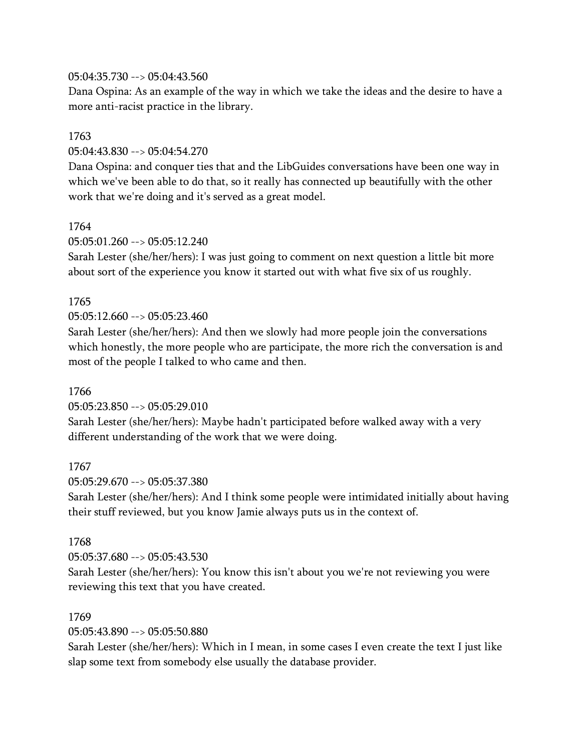05:04:35.730 --> 05:04:43.560
Dana Ospina: As an example of the way in which we take the ideas and the desire to have a more anti-racist practice in the library.

1763
05:04:43.830 --> 05:04:54.270
Dana Ospina: and conquer ties that and the LibGuides conversations have been one way in which we've been able to do that, so it really has connected up beautifully with the other work that we're doing and it's served as a great model.

1764
05:05:01.260 --> 05:05:12.240
Sarah Lester (she/her/hers): I was just going to comment on next question a little bit more about sort of the experience you know it started out with what five six of us roughly.

1765
05:05:12.660 --> 05:05:23.460
Sarah Lester (she/her/hers): And then we slowly had more people join the conversations which honestly, the more people who are participate, the more rich the conversation is and most of the people I talked to who came and then.

1766
05:05:23.850 --> 05:05:29.010
Sarah Lester (she/her/hers): Maybe hadn't participated before walked away with a very different understanding of the work that we were doing.

1767
05:05:29.670 --> 05:05:37.380
Sarah Lester (she/her/hers): And I think some people were intimidated initially about having their stuff reviewed, but you know Jamie always puts us in the context of.

1768
05:05:37.680 --> 05:05:43.530
Sarah Lester (she/her/hers): You know this isn't about you we're not reviewing you were reviewing this text that you have created.

1769
05:05:43.890 --> 05:05:50.880
Sarah Lester (she/her/hers): Which in I mean, in some cases I even create the text I just like slap some text from somebody else usually the database provider.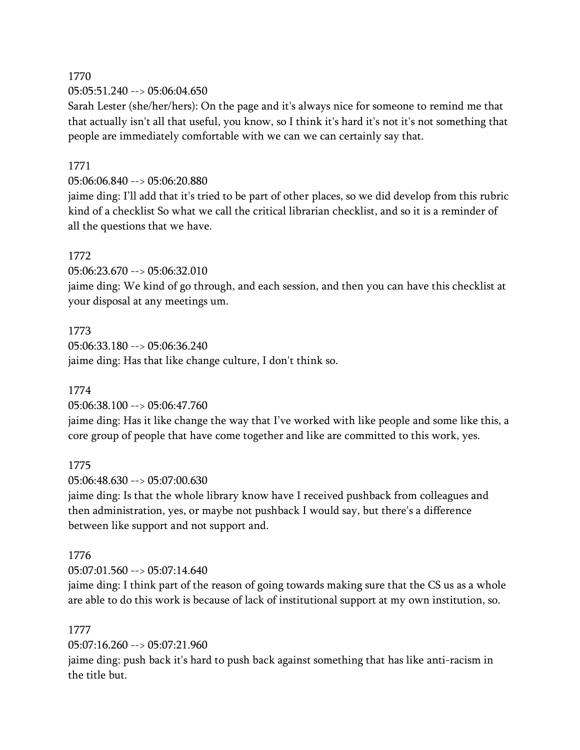1770

05:05:51.240 --> 05:06:04.650

Sarah Lester (she/her/hers): On the page and it's always nice for someone to remind me that that actually isn't all that useful, you know, so I think it's hard it's not it's not something that people are immediately comfortable with we can we can certainly say that.

1771

05:06:06.840 --> 05:06:20.880

jaime ding: I'll add that it's tried to be part of other places, so we did develop from this rubric kind of a checklist So what we call the critical librarian checklist, and so it is a reminder of all the questions that we have.

1772

05:06:23.670 --> 05:06:32.010

jaime ding: We kind of go through, and each session, and then you can have this checklist at your disposal at any meetings um.

1773

05:06:33.180 --> 05:06:36.240

jaime ding: Has that like change culture, I don't think so.

1774

05:06:38.100 --> 05:06:47.760

jaime ding: Has it like change the way that I've worked with like people and some like this, a core group of people that have come together and like are committed to this work, yes.

1775

05:06:48.630 --> 05:07:00.630

jaime ding: Is that the whole library know have I received pushback from colleagues and then administration, yes, or maybe not pushback I would say, but there's a difference between like support and not support and.

1776

05:07:01.560 --> 05:07:14.640

jaime ding: I think part of the reason of going towards making sure that the CS us as a whole are able to do this work is because of lack of institutional support at my own institution, so.

1777

05:07:16.260 --> 05:07:21.960

jaime ding: push back it's hard to push back against something that has like anti-racism in the title but.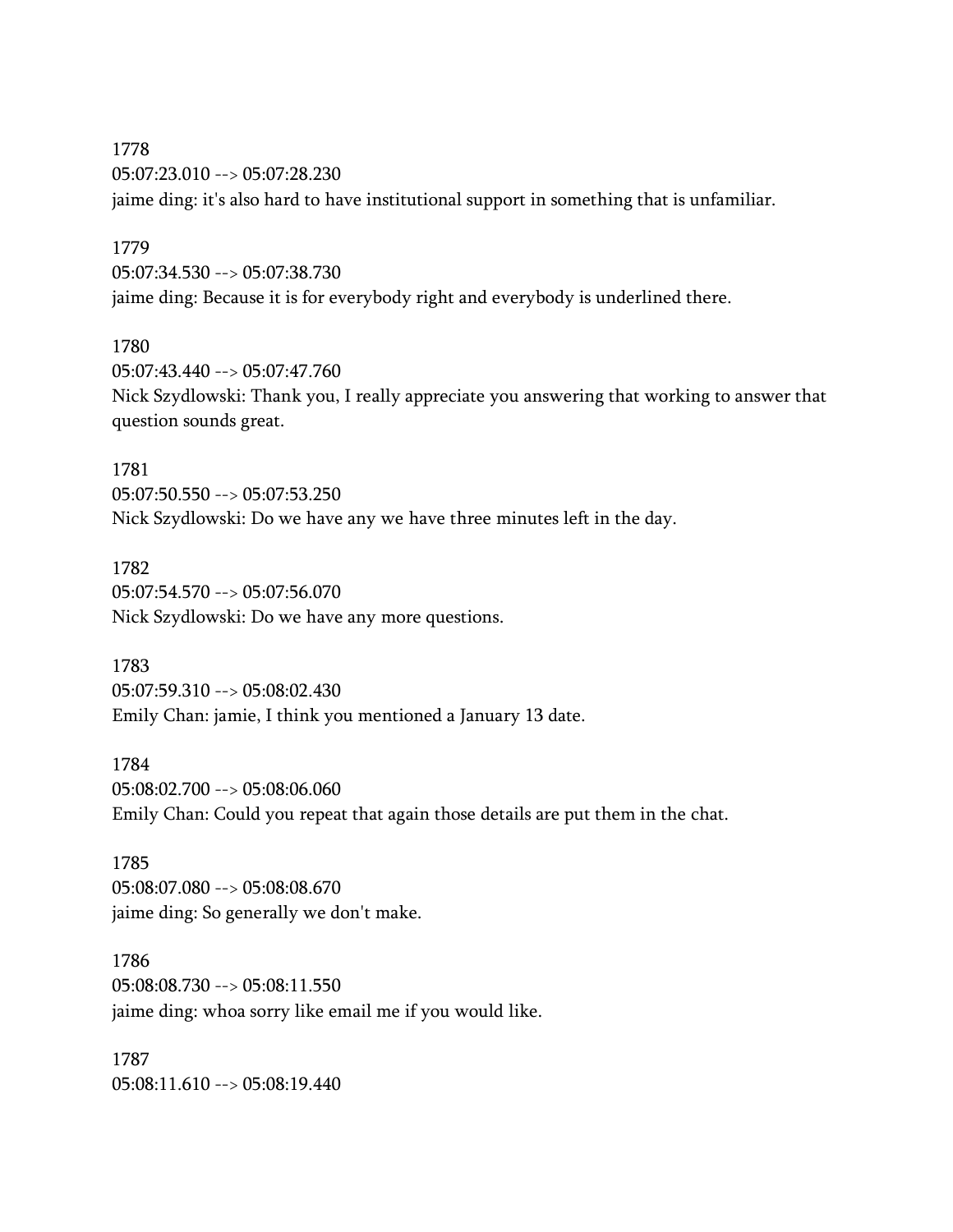1778
05:07:23.010 --> 05:07:28.230
jaime ding: it's also hard to have institutional support in something that is unfamiliar.

1779
05:07:34.530 --> 05:07:38.730
jaime ding: Because it is for everybody right and everybody is underlined there.

1780
05:07:43.440 --> 05:07:47.760
Nick Szydlowski: Thank you, I really appreciate you answering that working to answer that question sounds great.

1781
05:07:50.550 --> 05:07:53.250
Nick Szydlowski: Do we have any we have three minutes left in the day.

1782
05:07:54.570 --> 05:07:56.070
Nick Szydlowski: Do we have any more questions.

1783
05:07:59.310 --> 05:08:02.430
Emily Chan: jamie, I think you mentioned a January 13 date.

1784
05:08:02.700 --> 05:08:06.060
Emily Chan: Could you repeat that again those details are put them in the chat.

1785
05:08:07.080 --> 05:08:08.670
jaime ding: So generally we don't make.

1786
05:08:08.730 --> 05:08:11.550
jaime ding: whoa sorry like email me if you would like.

1787
05:08:11.610 --> 05:08:19.440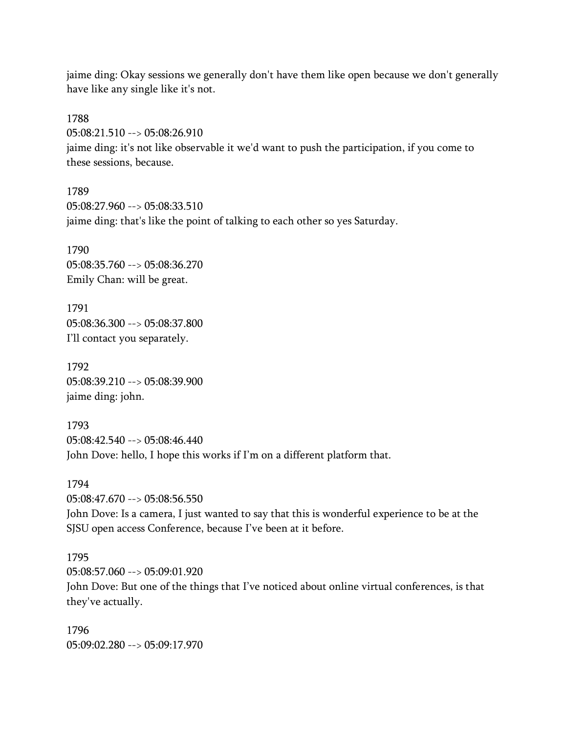jaime ding: Okay sessions we generally don't have them like open because we don't generally have like any single like it's not.

1788
05:08:21.510 --> 05:08:26.910
jaime ding: it's not like observable it we'd want to push the participation, if you come to these sessions, because.

1789
05:08:27.960 --> 05:08:33.510
jaime ding: that's like the point of talking to each other so yes Saturday.

1790
05:08:35.760 --> 05:08:36.270
Emily Chan: will be great.

1791
05:08:36.300 --> 05:08:37.800
I'll contact you separately.

1792
05:08:39.210 --> 05:08:39.900
jaime ding: john.

1793
05:08:42.540 --> 05:08:46.440
John Dove: hello, I hope this works if I'm on a different platform that.

1794
05:08:47.670 --> 05:08:56.550
John Dove: Is a camera, I just wanted to say that this is wonderful experience to be at the SJSU open access Conference, because I've been at it before.

1795
05:08:57.060 --> 05:09:01.920
John Dove: But one of the things that I've noticed about online virtual conferences, is that they've actually.

1796
05:09:02.280 --> 05:09:17.970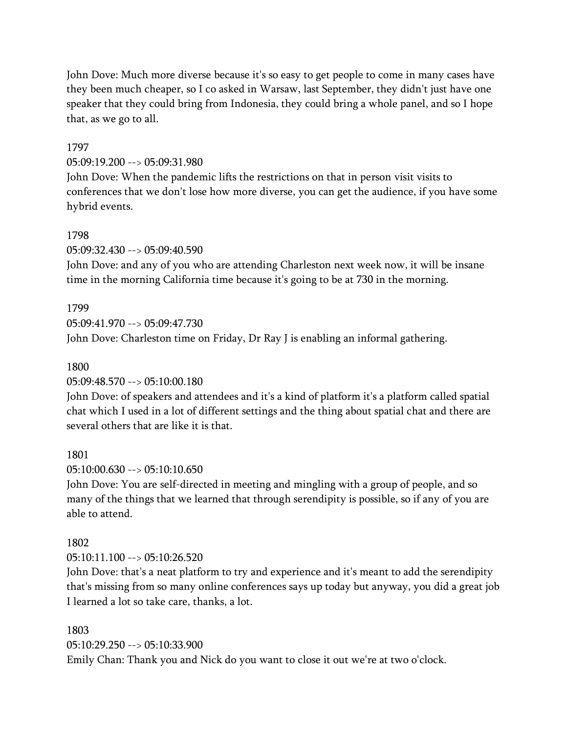John Dove: Much more diverse because it's so easy to get people to come in many cases have they been much cheaper, so I co asked in Warsaw, last September, they didn't just have one speaker that they could bring from Indonesia, they could bring a whole panel, and so I hope that, as we go to all.

1797
05:09:19.200 --> 05:09:31.980
John Dove: When the pandemic lifts the restrictions on that in person visit visits to conferences that we don't lose how more diverse, you can get the audience, if you have some hybrid events.

1798
05:09:32.430 --> 05:09:40.590
John Dove: and any of you who are attending Charleston next week now, it will be insane time in the morning California time because it's going to be at 730 in the morning.

1799
05:09:41.970 --> 05:09:47.730
John Dove: Charleston time on Friday, Dr Ray J is enabling an informal gathering.

1800
05:09:48.570 --> 05:10:00.180
John Dove: of speakers and attendees and it's a kind of platform it's a platform called spatial chat which I used in a lot of different settings and the thing about spatial chat and there are several others that are like it is that.

1801
05:10:00.630 --> 05:10:10.650
John Dove: You are self-directed in meeting and mingling with a group of people, and so many of the things that we learned that through serendipity is possible, so if any of you are able to attend.

1802
05:10:11.100 --> 05:10:26.520
John Dove: that's a neat platform to try and experience and it's meant to add the serendipity that's missing from so many online conferences says up today but anyway, you did a great job I learned a lot so take care, thanks, a lot.

1803
05:10:29.250 --> 05:10:33.900
Emily Chan: Thank you and Nick do you want to close it out we're at two o'clock.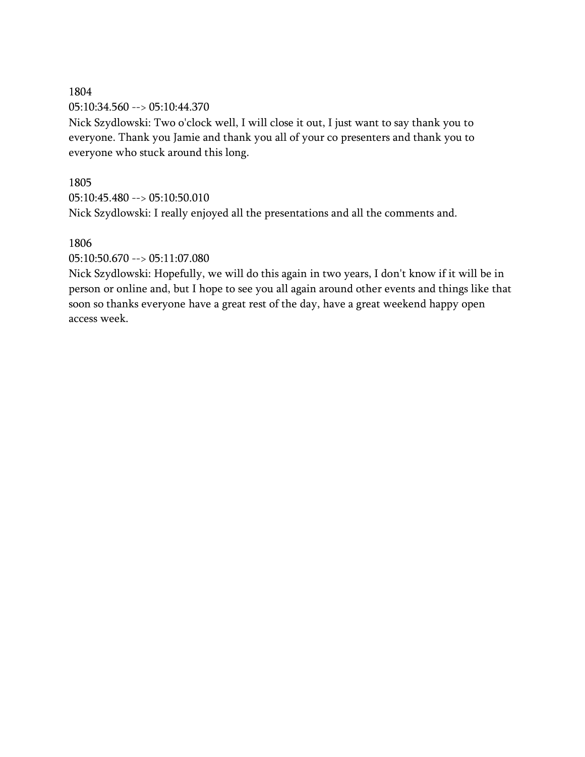1804

05:10:34.560 --> 05:10:44.370

Nick Szydlowski: Two o'clock well, I will close it out, I just want to say thank you to everyone. Thank you Jamie and thank you all of your co presenters and thank you to everyone who stuck around this long.

1805

05:10:45.480 --> 05:10:50.010

Nick Szydlowski: I really enjoyed all the presentations and all the comments and.

1806

05:10:50.670 --> 05:11:07.080

Nick Szydlowski: Hopefully, we will do this again in two years, I don't know if it will be in person or online and, but I hope to see you all again around other events and things like that soon so thanks everyone have a great rest of the day, have a great weekend happy open access week.